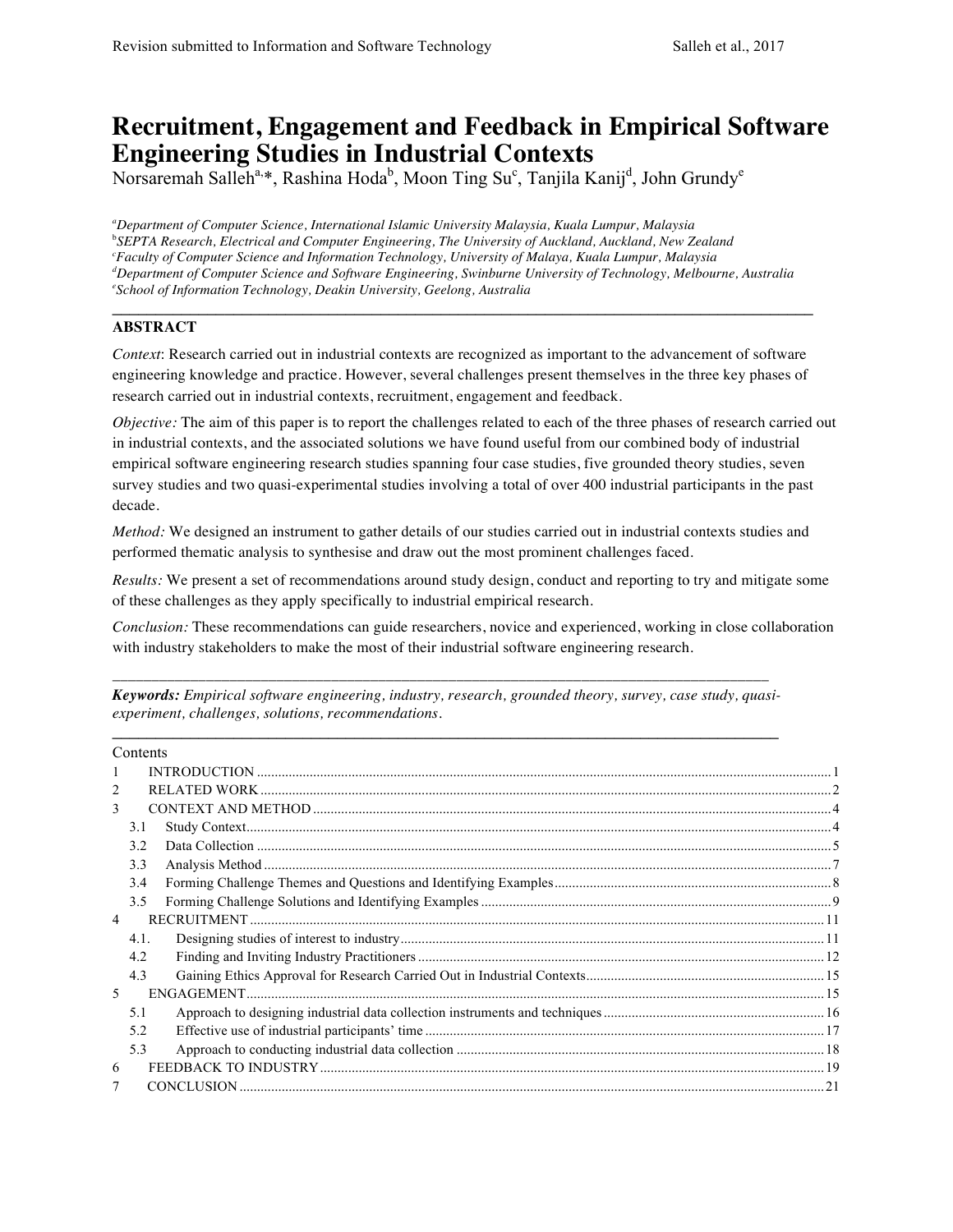# Recruitment, Engagement and Feedback in Empirical Software Engineering Studies in Industrial Contexts

Norsaremah Salleh[a,*], Rashina Hoda[b], Moon Ting Su[c], Tanjila Kanij[d], John Grundy[e]

*[a]Department of Computer Science, International Islamic University Malaysia, Kuala Lumpur, Malaysia*
*[b]SEPTA Research, Electrical and Computer Engineering, The University of Auckland, Auckland, New Zealand*
*[c]Faculty of Computer Science and Information Technology, University of Malaya, Kuala Lumpur, Malaysia*
*[d]Department of Computer Science and Software Engineering, Swinburne University of Technology, Melbourne, Australia*
*[e]School of Information Technology, Deakin University, Geelong, Australia*

---

**ABSTRACT**

*Context*: Research carried out in industrial contexts are recognized as important to the advancement of software engineering knowledge and practice. However, several challenges present themselves in the three key phases of research carried out in industrial contexts, recruitment, engagement and feedback.

*Objective:* The aim of this paper is to report the challenges related to each of the three phases of research carried out in industrial contexts, and the associated solutions we have found useful from our combined body of industrial empirical software engineering research studies spanning four case studies, five grounded theory studies, seven survey studies and two quasi-experimental studies involving a total of over 400 industrial participants in the past decade.

*Method:* We designed an instrument to gather details of our studies carried out in industrial contexts studies and performed thematic analysis to synthesise and draw out the most prominent challenges faced.

*Results:* We present a set of recommendations around study design, conduct and reporting to try and mitigate some of these challenges as they apply specifically to industrial empirical research.

*Conclusion:* These recommendations can guide researchers, novice and experienced, working in close collaboration with industry stakeholders to make the most of their industrial software engineering research.

---

***Keywords:*** *Empirical software engineering, industry, research, grounded theory, survey, case study, quasi-experiment, challenges, solutions, recommendations.*

---

Contents

- 1 INTRODUCTION ... 1
- 2 RELATED WORK ... 2
- 3 CONTEXT AND METHOD ... 4
  - 3.1 Study Context ... 4
  - 3.2 Data Collection ... 5
  - 3.3 Analysis Method ... 7
  - 3.4 Forming Challenge Themes and Questions and Identifying Examples ... 8
  - 3.5 Forming Challenge Solutions and Identifying Examples ... 9
- 4 RECRUITMENT ... 11
  - 4.1. Designing studies of interest to industry ... 11
  - 4.2 Finding and Inviting Industry Practitioners ... 12
  - 4.3 Gaining Ethics Approval for Research Carried Out in Industrial Contexts ... 15
- 5 ENGAGEMENT ... 15
  - 5.1 Approach to designing industrial data collection instruments and techniques ... 16
  - 5.2 Effective use of industrial participants' time ... 17
  - 5.3 Approach to conducting industrial data collection ... 18
- 6 FEEDBACK TO INDUSTRY ... 19
- 7 CONCLUSION ... 21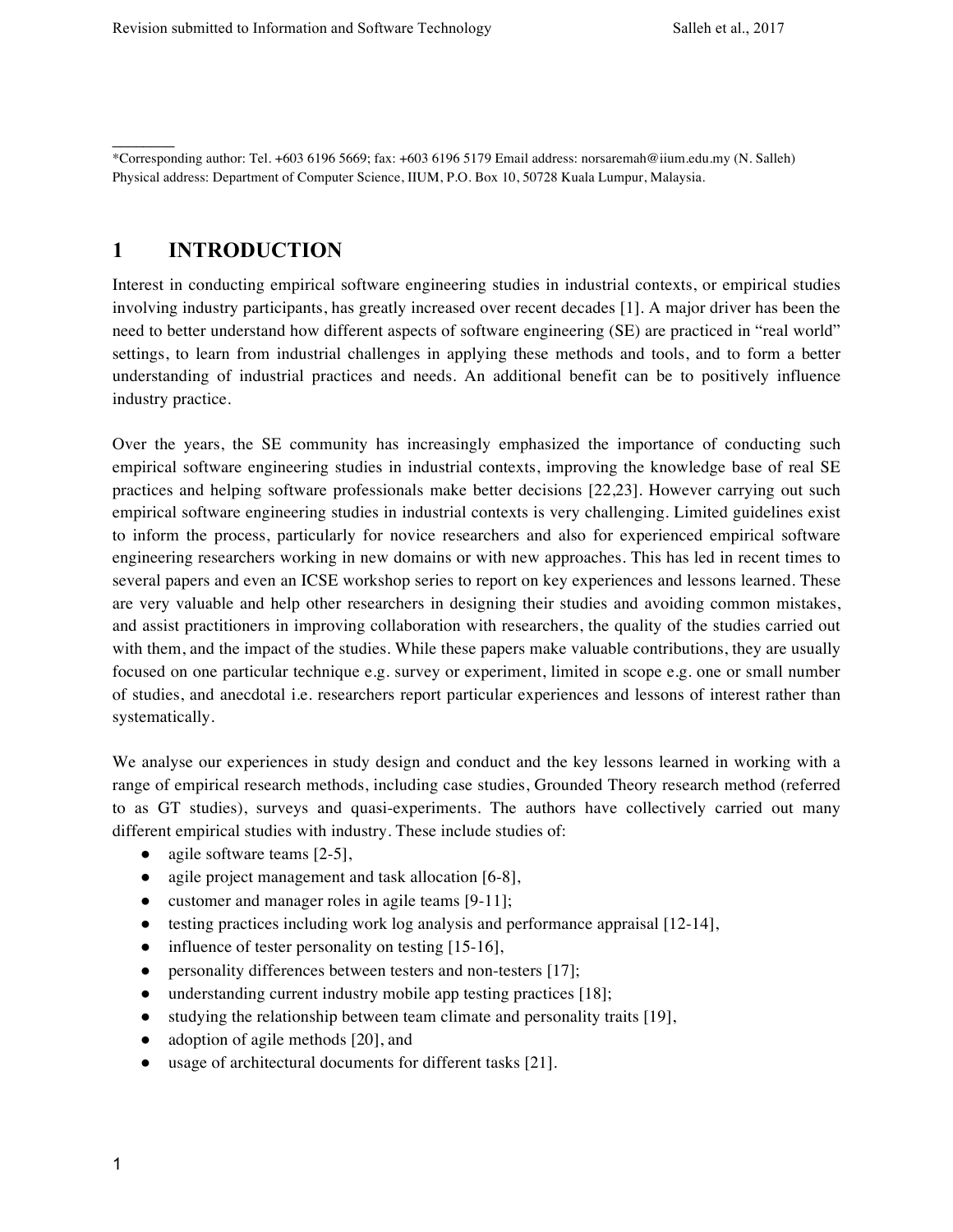\*Corresponding author: Tel. +603 6196 5669; fax: +603 6196 5179 Email address: norsaremah@iium.edu.my (N. Salleh)
Physical address: Department of Computer Science, IIUM, P.O. Box 10, 50728 Kuala Lumpur, Malaysia.

# 1 INTRODUCTION

Interest in conducting empirical software engineering studies in industrial contexts, or empirical studies involving industry participants, has greatly increased over recent decades [1]. A major driver has been the need to better understand how different aspects of software engineering (SE) are practiced in "real world" settings, to learn from industrial challenges in applying these methods and tools, and to form a better understanding of industrial practices and needs. An additional benefit can be to positively influence industry practice.

Over the years, the SE community has increasingly emphasized the importance of conducting such empirical software engineering studies in industrial contexts, improving the knowledge base of real SE practices and helping software professionals make better decisions [22,23]. However carrying out such empirical software engineering studies in industrial contexts is very challenging. Limited guidelines exist to inform the process, particularly for novice researchers and also for experienced empirical software engineering researchers working in new domains or with new approaches. This has led in recent times to several papers and even an ICSE workshop series to report on key experiences and lessons learned. These are very valuable and help other researchers in designing their studies and avoiding common mistakes, and assist practitioners in improving collaboration with researchers, the quality of the studies carried out with them, and the impact of the studies. While these papers make valuable contributions, they are usually focused on one particular technique e.g. survey or experiment, limited in scope e.g. one or small number of studies, and anecdotal i.e. researchers report particular experiences and lessons of interest rather than systematically.

We analyse our experiences in study design and conduct and the key lessons learned in working with a range of empirical research methods, including case studies, Grounded Theory research method (referred to as GT studies), surveys and quasi-experiments. The authors have collectively carried out many different empirical studies with industry. These include studies of:

- agile software teams [2-5],
- agile project management and task allocation [6-8],
- customer and manager roles in agile teams [9-11];
- testing practices including work log analysis and performance appraisal [12-14],
- influence of tester personality on testing [15-16],
- personality differences between testers and non-testers [17];
- understanding current industry mobile app testing practices [18];
- studying the relationship between team climate and personality traits [19],
- adoption of agile methods [20], and
- usage of architectural documents for different tasks [21].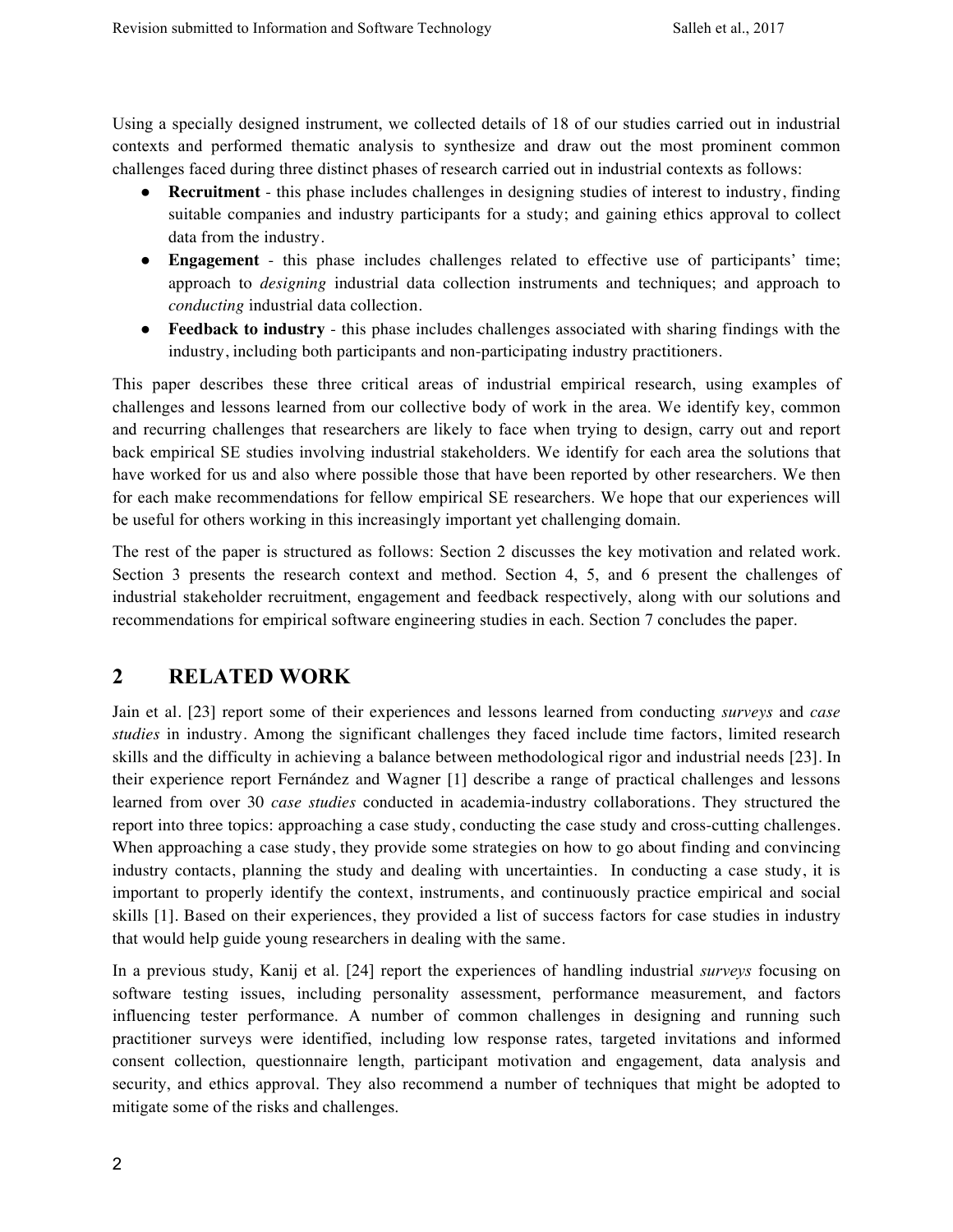Using a specially designed instrument, we collected details of 18 of our studies carried out in industrial contexts and performed thematic analysis to synthesize and draw out the most prominent common challenges faced during three distinct phases of research carried out in industrial contexts as follows:

- **Recruitment** - this phase includes challenges in designing studies of interest to industry, finding suitable companies and industry participants for a study; and gaining ethics approval to collect data from the industry.
- **Engagement** - this phase includes challenges related to effective use of participants' time; approach to *designing* industrial data collection instruments and techniques; and approach to *conducting* industrial data collection.
- **Feedback to industry** - this phase includes challenges associated with sharing findings with the industry, including both participants and non-participating industry practitioners.

This paper describes these three critical areas of industrial empirical research, using examples of challenges and lessons learned from our collective body of work in the area. We identify key, common and recurring challenges that researchers are likely to face when trying to design, carry out and report back empirical SE studies involving industrial stakeholders. We identify for each area the solutions that have worked for us and also where possible those that have been reported by other researchers. We then for each make recommendations for fellow empirical SE researchers. We hope that our experiences will be useful for others working in this increasingly important yet challenging domain.

The rest of the paper is structured as follows: Section 2 discusses the key motivation and related work. Section 3 presents the research context and method. Section 4, 5, and 6 present the challenges of industrial stakeholder recruitment, engagement and feedback respectively, along with our solutions and recommendations for empirical software engineering studies in each. Section 7 concludes the paper.

## 2 RELATED WORK

Jain et al. [23] report some of their experiences and lessons learned from conducting *surveys* and *case studies* in industry. Among the significant challenges they faced include time factors, limited research skills and the difficulty in achieving a balance between methodological rigor and industrial needs [23]. In their experience report Fernández and Wagner [1] describe a range of practical challenges and lessons learned from over 30 *case studies* conducted in academia-industry collaborations. They structured the report into three topics: approaching a case study, conducting the case study and cross-cutting challenges. When approaching a case study, they provide some strategies on how to go about finding and convincing industry contacts, planning the study and dealing with uncertainties. In conducting a case study, it is important to properly identify the context, instruments, and continuously practice empirical and social skills [1]. Based on their experiences, they provided a list of success factors for case studies in industry that would help guide young researchers in dealing with the same.

In a previous study, Kanij et al. [24] report the experiences of handling industrial *surveys* focusing on software testing issues, including personality assessment, performance measurement, and factors influencing tester performance. A number of common challenges in designing and running such practitioner surveys were identified, including low response rates, targeted invitations and informed consent collection, questionnaire length, participant motivation and engagement, data analysis and security, and ethics approval. They also recommend a number of techniques that might be adopted to mitigate some of the risks and challenges.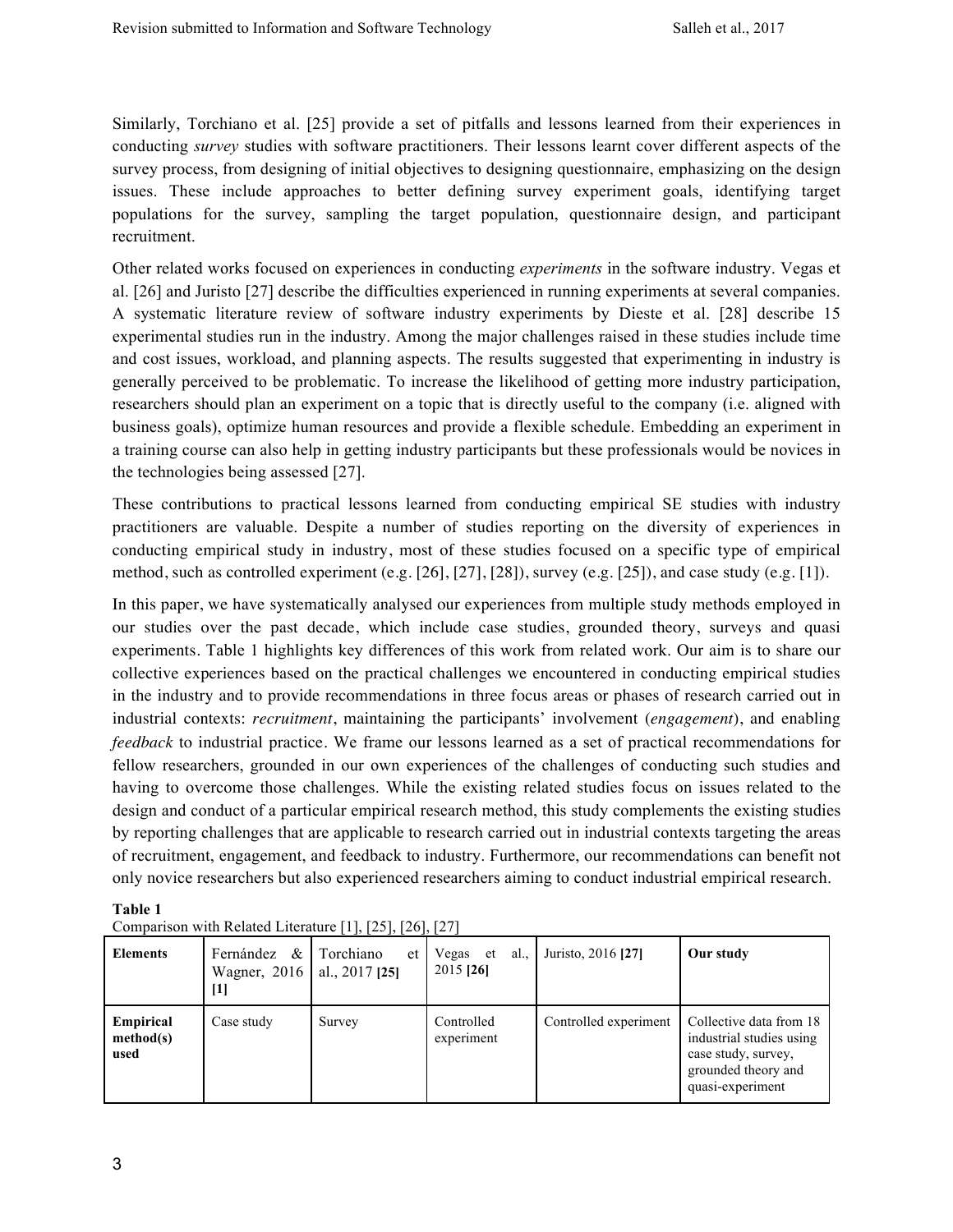Similarly, Torchiano et al. [25] provide a set of pitfalls and lessons learned from their experiences in conducting *survey* studies with software practitioners. Their lessons learnt cover different aspects of the survey process, from designing of initial objectives to designing questionnaire, emphasizing on the design issues. These include approaches to better defining survey experiment goals, identifying target populations for the survey, sampling the target population, questionnaire design, and participant recruitment.

Other related works focused on experiences in conducting *experiments* in the software industry. Vegas et al. [26] and Juristo [27] describe the difficulties experienced in running experiments at several companies. A systematic literature review of software industry experiments by Dieste et al. [28] describe 15 experimental studies run in the industry. Among the major challenges raised in these studies include time and cost issues, workload, and planning aspects. The results suggested that experimenting in industry is generally perceived to be problematic. To increase the likelihood of getting more industry participation, researchers should plan an experiment on a topic that is directly useful to the company (i.e. aligned with business goals), optimize human resources and provide a flexible schedule. Embedding an experiment in a training course can also help in getting industry participants but these professionals would be novices in the technologies being assessed [27].

These contributions to practical lessons learned from conducting empirical SE studies with industry practitioners are valuable. Despite a number of studies reporting on the diversity of experiences in conducting empirical study in industry, most of these studies focused on a specific type of empirical method, such as controlled experiment (e.g. [26], [27], [28]), survey (e.g. [25]), and case study (e.g. [1]).

In this paper, we have systematically analysed our experiences from multiple study methods employed in our studies over the past decade, which include case studies, grounded theory, surveys and quasi experiments. Table 1 highlights key differences of this work from related work. Our aim is to share our collective experiences based on the practical challenges we encountered in conducting empirical studies in the industry and to provide recommendations in three focus areas or phases of research carried out in industrial contexts: *recruitment*, maintaining the participants' involvement (*engagement*), and enabling *feedback* to industrial practice. We frame our lessons learned as a set of practical recommendations for fellow researchers, grounded in our own experiences of the challenges of conducting such studies and having to overcome those challenges. While the existing related studies focus on issues related to the design and conduct of a particular empirical research method, this study complements the existing studies by reporting challenges that are applicable to research carried out in industrial contexts targeting the areas of recruitment, engagement, and feedback to industry. Furthermore, our recommendations can benefit not only novice researchers but also experienced researchers aiming to conduct industrial empirical research.

**Table 1**
Comparison with Related Literature [1], [25], [26], [27]

| **Elements** | Fernández & Wagner, 2016 **[1]** | Torchiano et al., 2017 **[25]** | Vegas et al., 2015 **[26]** | Juristo, 2016 **[27]** | **Our study** |
|---|---|---|---|---|---|
| **Empirical method(s) used** | Case study | Survey | Controlled experiment | Controlled experiment | Collective data from 18 industrial studies using case study, survey, grounded theory and quasi-experiment |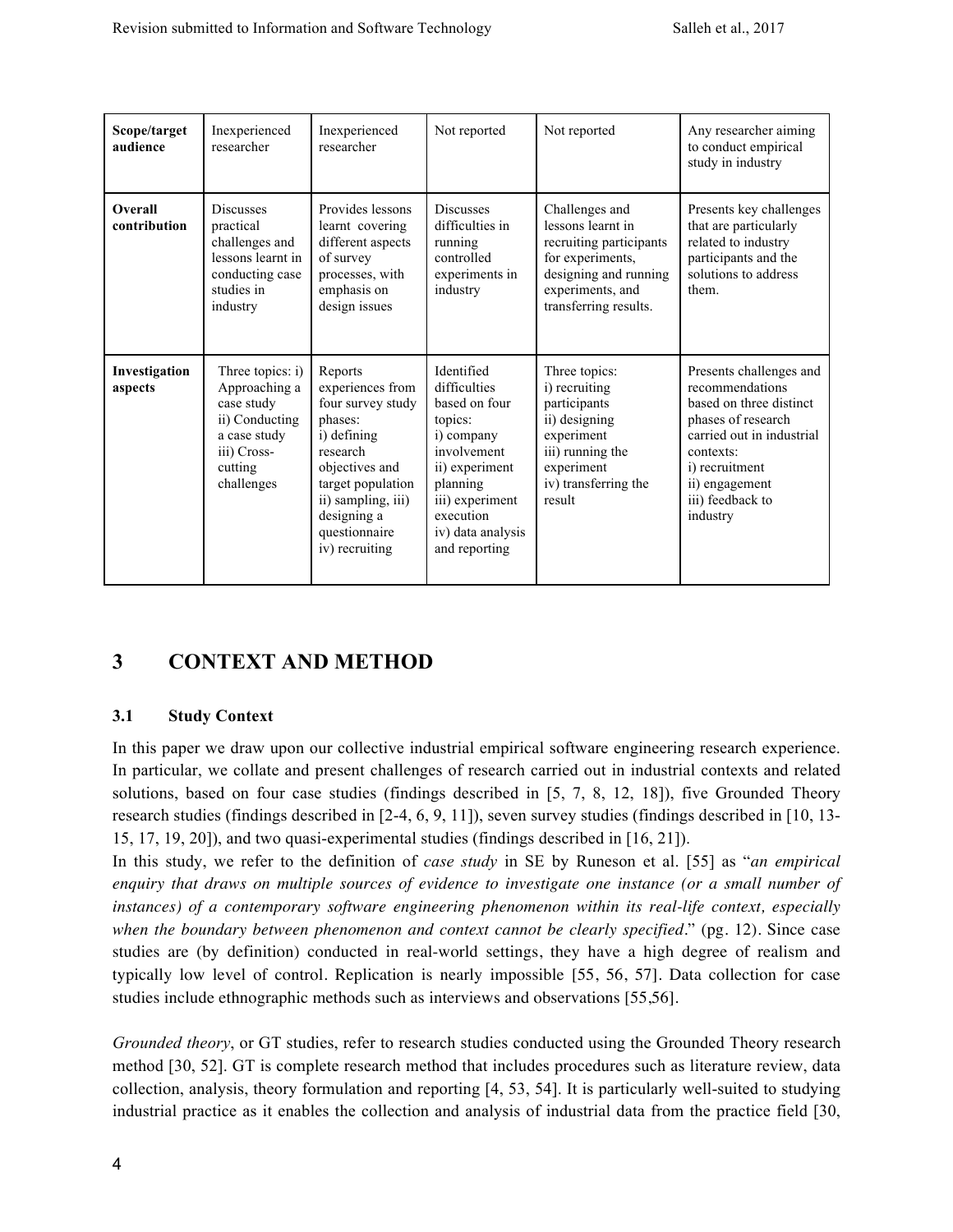| Scope/target audience | Inexperienced researcher | Inexperienced researcher | Not reported | Not reported | Any researcher aiming to conduct empirical study in industry |
|---|---|---|---|---|---|
| **Overall contribution** | Discusses practical challenges and lessons learnt in conducting case studies in industry | Provides lessons learnt covering different aspects of survey processes, with emphasis on design issues | Discusses difficulties in running controlled experiments in industry | Challenges and lessons learnt in recruiting participants for experiments, designing and running experiments, and transferring results. | Presents key challenges that are particularly related to industry participants and the solutions to address them. |
| **Investigation aspects** | Three topics: i) Approaching a case study ii) Conducting a case study iii) Cross-cutting challenges | Reports experiences from four survey study phases: i) defining research objectives and target population ii) sampling, iii) designing a questionnaire iv) recruiting | Identified difficulties based on four topics: i) company involvement ii) experiment planning iii) experiment execution iv) data analysis and reporting | Three topics: i) recruiting participants ii) designing experiment iii) running the experiment iv) transferring the result | Presents challenges and recommendations based on three distinct phases of research carried out in industrial contexts: i) recruitment ii) engagement iii) feedback to industry |

# 3 CONTEXT AND METHOD

## 3.1 Study Context

In this paper we draw upon our collective industrial empirical software engineering research experience. In particular, we collate and present challenges of research carried out in industrial contexts and related solutions, based on four case studies (findings described in [5, 7, 8, 12, 18]), five Grounded Theory research studies (findings described in [2-4, 6, 9, 11]), seven survey studies (findings described in [10, 13-15, 17, 19, 20]), and two quasi-experimental studies (findings described in [16, 21]).

In this study, we refer to the definition of *case study* in SE by Runeson et al. [55] as "*an empirical enquiry that draws on multiple sources of evidence to investigate one instance (or a small number of instances) of a contemporary software engineering phenomenon within its real-life context, especially when the boundary between phenomenon and context cannot be clearly specified*." (pg. 12). Since case studies are (by definition) conducted in real-world settings, they have a high degree of realism and typically low level of control. Replication is nearly impossible [55, 56, 57]. Data collection for case studies include ethnographic methods such as interviews and observations [55,56].

*Grounded theory*, or GT studies, refer to research studies conducted using the Grounded Theory research method [30, 52]. GT is complete research method that includes procedures such as literature review, data collection, analysis, theory formulation and reporting [4, 53, 54]. It is particularly well-suited to studying industrial practice as it enables the collection and analysis of industrial data from the practice field [30,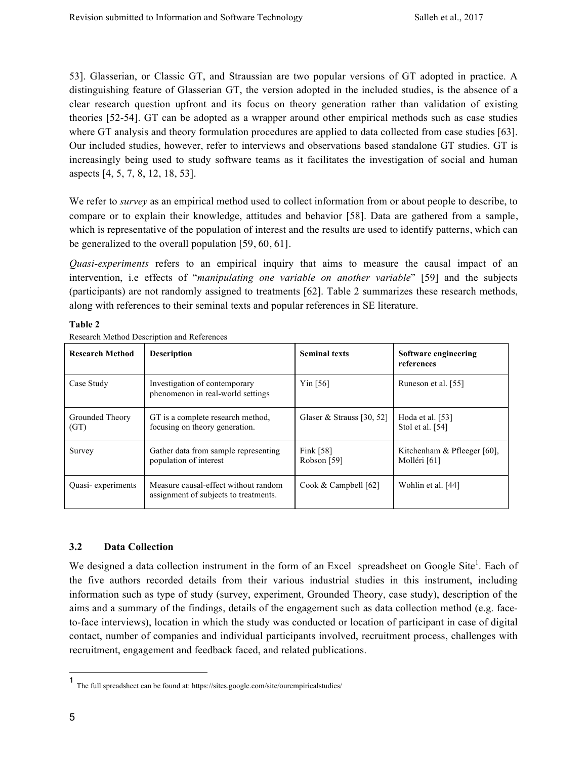53]. Glasserian, or Classic GT, and Straussian are two popular versions of GT adopted in practice. A distinguishing feature of Glasserian GT, the version adopted in the included studies, is the absence of a clear research question upfront and its focus on theory generation rather than validation of existing theories [52-54]. GT can be adopted as a wrapper around other empirical methods such as case studies where GT analysis and theory formulation procedures are applied to data collected from case studies [63]. Our included studies, however, refer to interviews and observations based standalone GT studies. GT is increasingly being used to study software teams as it facilitates the investigation of social and human aspects [4, 5, 7, 8, 12, 18, 53].

We refer to *survey* as an empirical method used to collect information from or about people to describe, to compare or to explain their knowledge, attitudes and behavior [58]. Data are gathered from a sample, which is representative of the population of interest and the results are used to identify patterns, which can be generalized to the overall population [59, 60, 61].

*Quasi-experiments* refers to an empirical inquiry that aims to measure the causal impact of an intervention, i.e effects of "*manipulating one variable on another variable*" [59] and the subjects (participants) are not randomly assigned to treatments [62]. Table 2 summarizes these research methods, along with references to their seminal texts and popular references in SE literature.

**Table 2**
Research Method Description and References

| Research Method | Description | Seminal texts | Software engineering references |
|---|---|---|---|
| Case Study | Investigation of contemporary phenomenon in real-world settings | Yin [56] | Runeson et al. [55] |
| Grounded Theory (GT) | GT is a complete research method, focusing on theory generation. | Glaser & Strauss [30, 52] | Hoda et al. [53]<br>Stol et al. [54] |
| Survey | Gather data from sample representing population of interest | Fink [58]<br>Robson [59] | Kitchenham & Pfleeger [60], Molléri [61] |
| Quasi- experiments | Measure causal-effect without random assignment of subjects to treatments. | Cook & Campbell [62] | Wohlin et al. [44] |

### 3.2 Data Collection

We designed a data collection instrument in the form of an Excel spreadsheet on Google Site[1]. Each of the five authors recorded details from their various industrial studies in this instrument, including information such as type of study (survey, experiment, Grounded Theory, case study), description of the aims and a summary of the findings, details of the engagement such as data collection method (e.g. face-to-face interviews), location in which the study was conducted or location of participant in case of digital contact, number of companies and individual participants involved, recruitment process, challenges with recruitment, engagement and feedback faced, and related publications.

[1] The full spreadsheet can be found at: https://sites.google.com/site/ourempiricalstudies/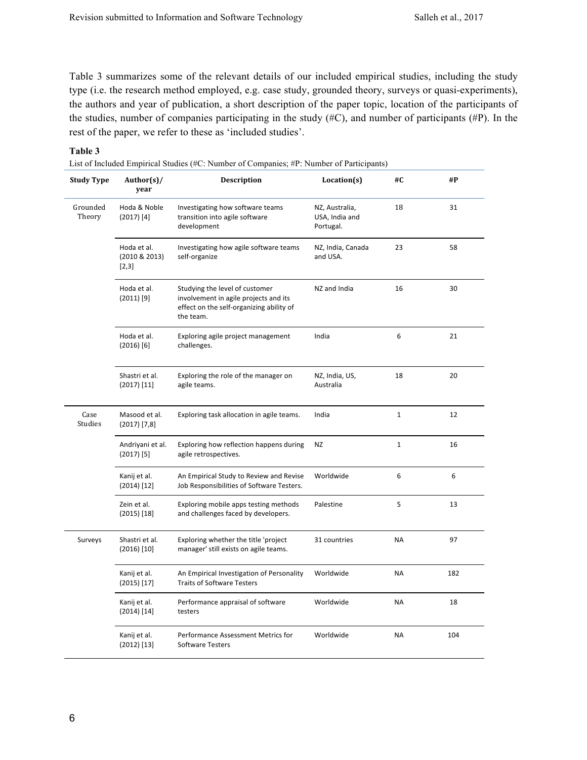Table 3 summarizes some of the relevant details of our included empirical studies, including the study type (i.e. the research method employed, e.g. case study, grounded theory, surveys or quasi-experiments), the authors and year of publication, a short description of the paper topic, location of the participants of the studies, number of companies participating in the study (#C), and number of participants (#P). In the rest of the paper, we refer to these as 'included studies'.

**Table 3**

List of Included Empirical Studies (#C: Number of Companies; #P: Number of Participants)

| Study Type | Author(s)/ year | Description | Location(s) | #C | #P |
|---|---|---|---|---|---|
| Grounded Theory | Hoda & Noble (2017) [4] | Investigating how software teams transition into agile software development | NZ, Australia, USA, India and Portugal. | 18 | 31 |
| | Hoda et al. (2010 & 2013) [2,3] | Investigating how agile software teams self-organize | NZ, India, Canada and USA. | 23 | 58 |
| | Hoda et al. (2011) [9] | Studying the level of customer involvement in agile projects and its effect on the self-organizing ability of the team. | NZ and India | 16 | 30 |
| | Hoda et al. (2016) [6] | Exploring agile project management challenges. | India | 6 | 21 |
| | Shastri et al. (2017) [11] | Exploring the role of the manager on agile teams. | NZ, India, US, Australia | 18 | 20 |
| Case Studies | Masood et al. (2017) [7,8] | Exploring task allocation in agile teams. | India | 1 | 12 |
| | Andriyani et al. (2017) [5] | Exploring how reflection happens during agile retrospectives. | NZ | 1 | 16 |
| | Kanij et al. (2014) [12] | An Empirical Study to Review and Revise Job Responsibilities of Software Testers. | Worldwide | 6 | 6 |
| | Zein et al. (2015) [18] | Exploring mobile apps testing methods and challenges faced by developers. | Palestine | 5 | 13 |
| Surveys | Shastri et al. (2016) [10] | Exploring whether the title 'project manager' still exists on agile teams. | 31 countries | NA | 97 |
| | Kanij et al. (2015) [17] | An Empirical Investigation of Personality Traits of Software Testers | Worldwide | NA | 182 |
| | Kanij et al. (2014) [14] | Performance appraisal of software testers | Worldwide | NA | 18 |
| | Kanij et al. (2012) [13] | Performance Assessment Metrics for Software Testers | Worldwide | NA | 104 |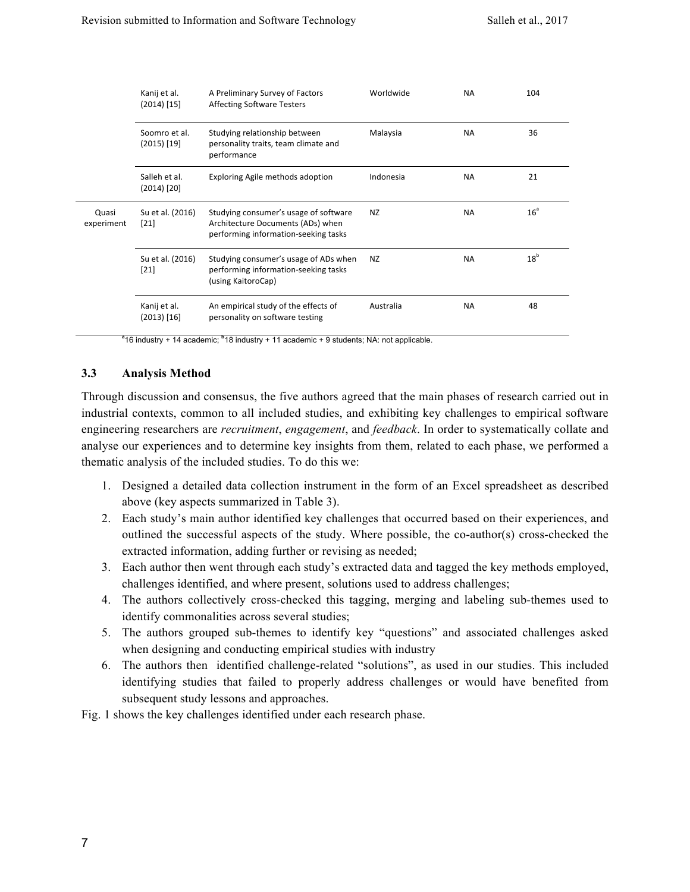| | | | | | |
|---|---|---|---|---|---|
| | Kanij et al. (2014) [15] | A Preliminary Survey of Factors Affecting Software Testers | Worldwide | NA | 104 |
| | Soomro et al. (2015) [19] | Studying relationship between personality traits, team climate and performance | Malaysia | NA | 36 |
| | Salleh et al. (2014) [20] | Exploring Agile methods adoption | Indonesia | NA | 21 |
| Quasi experiment | Su et al. (2016) [21] | Studying consumer's usage of software Architecture Documents (ADs) when performing information-seeking tasks | NZ | NA | 16[a] |
| | Su et al. (2016) [21] | Studying consumer's usage of ADs when performing information-seeking tasks (using KaitoroCap) | NZ | NA | 18[b] |
| | Kanij et al. (2013) [16] | An empirical study of the effects of personality on software testing | Australia | NA | 48 |

[a]16 industry + 14 academic; [b]18 industry + 11 academic + 9 students; NA: not applicable.

### 3.3 Analysis Method

Through discussion and consensus, the five authors agreed that the main phases of research carried out in industrial contexts, common to all included studies, and exhibiting key challenges to empirical software engineering researchers are *recruitment*, *engagement*, and *feedback*. In order to systematically collate and analyse our experiences and to determine key insights from them, related to each phase, we performed a thematic analysis of the included studies. To do this we:

1. Designed a detailed data collection instrument in the form of an Excel spreadsheet as described above (key aspects summarized in Table 3).
2. Each study's main author identified key challenges that occurred based on their experiences, and outlined the successful aspects of the study. Where possible, the co-author(s) cross-checked the extracted information, adding further or revising as needed;
3. Each author then went through each study's extracted data and tagged the key methods employed, challenges identified, and where present, solutions used to address challenges;
4. The authors collectively cross-checked this tagging, merging and labeling sub-themes used to identify commonalities across several studies;
5. The authors grouped sub-themes to identify key "questions" and associated challenges asked when designing and conducting empirical studies with industry
6. The authors then identified challenge-related "solutions", as used in our studies. This included identifying studies that failed to properly address challenges or would have benefited from subsequent study lessons and approaches.

Fig. 1 shows the key challenges identified under each research phase.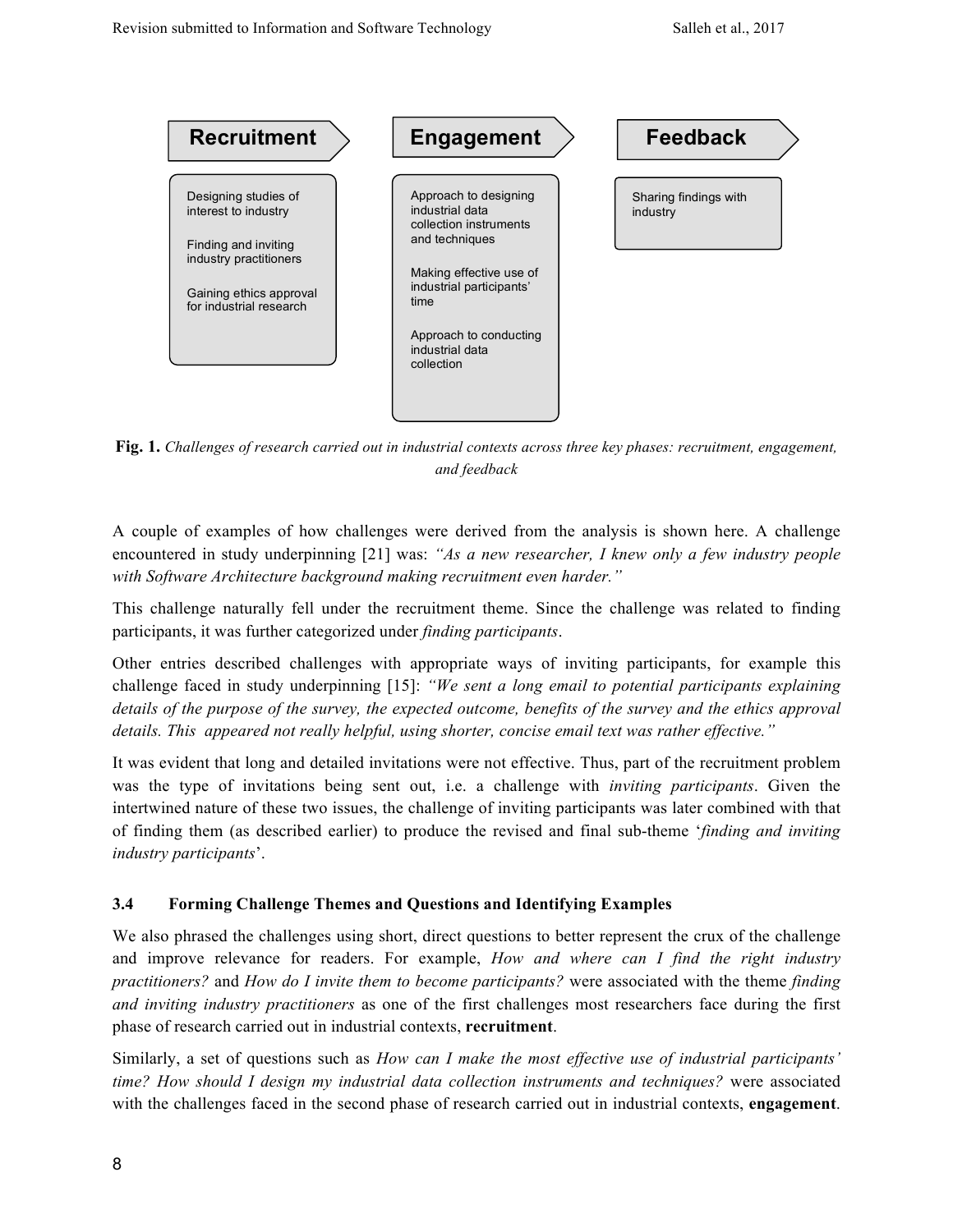**Recruitment**

- Designing studies of interest to industry
- Finding and inviting industry practitioners
- Gaining ethics approval for industrial research

**Engagement**

- Approach to designing industrial data collection instruments and techniques
- Making effective use of industrial participants' time
- Approach to conducting industrial data collection

**Feedback**

- Sharing findings with industry

**Fig. 1.** *Challenges of research carried out in industrial contexts across three key phases: recruitment, engagement, and feedback*

A couple of examples of how challenges were derived from the analysis is shown here. A challenge encountered in study underpinning [21] was: *"As a new researcher, I knew only a few industry people with Software Architecture background making recruitment even harder."*

This challenge naturally fell under the recruitment theme. Since the challenge was related to finding participants, it was further categorized under *finding participants*.

Other entries described challenges with appropriate ways of inviting participants, for example this challenge faced in study underpinning [15]: *"We sent a long email to potential participants explaining details of the purpose of the survey, the expected outcome, benefits of the survey and the ethics approval details. This appeared not really helpful, using shorter, concise email text was rather effective."*

It was evident that long and detailed invitations were not effective. Thus, part of the recruitment problem was the type of invitations being sent out, i.e. a challenge with *inviting participants*. Given the intertwined nature of these two issues, the challenge of inviting participants was later combined with that of finding them (as described earlier) to produce the revised and final sub-theme '*finding and inviting industry participants*'.

### 3.4 Forming Challenge Themes and Questions and Identifying Examples

We also phrased the challenges using short, direct questions to better represent the crux of the challenge and improve relevance for readers. For example, *How and where can I find the right industry practitioners?* and *How do I invite them to become participants?* were associated with the theme *finding and inviting industry practitioners* as one of the first challenges most researchers face during the first phase of research carried out in industrial contexts, **recruitment**.

Similarly, a set of questions such as *How can I make the most effective use of industrial participants' time? How should I design my industrial data collection instruments and techniques?* were associated with the challenges faced in the second phase of research carried out in industrial contexts, **engagement**.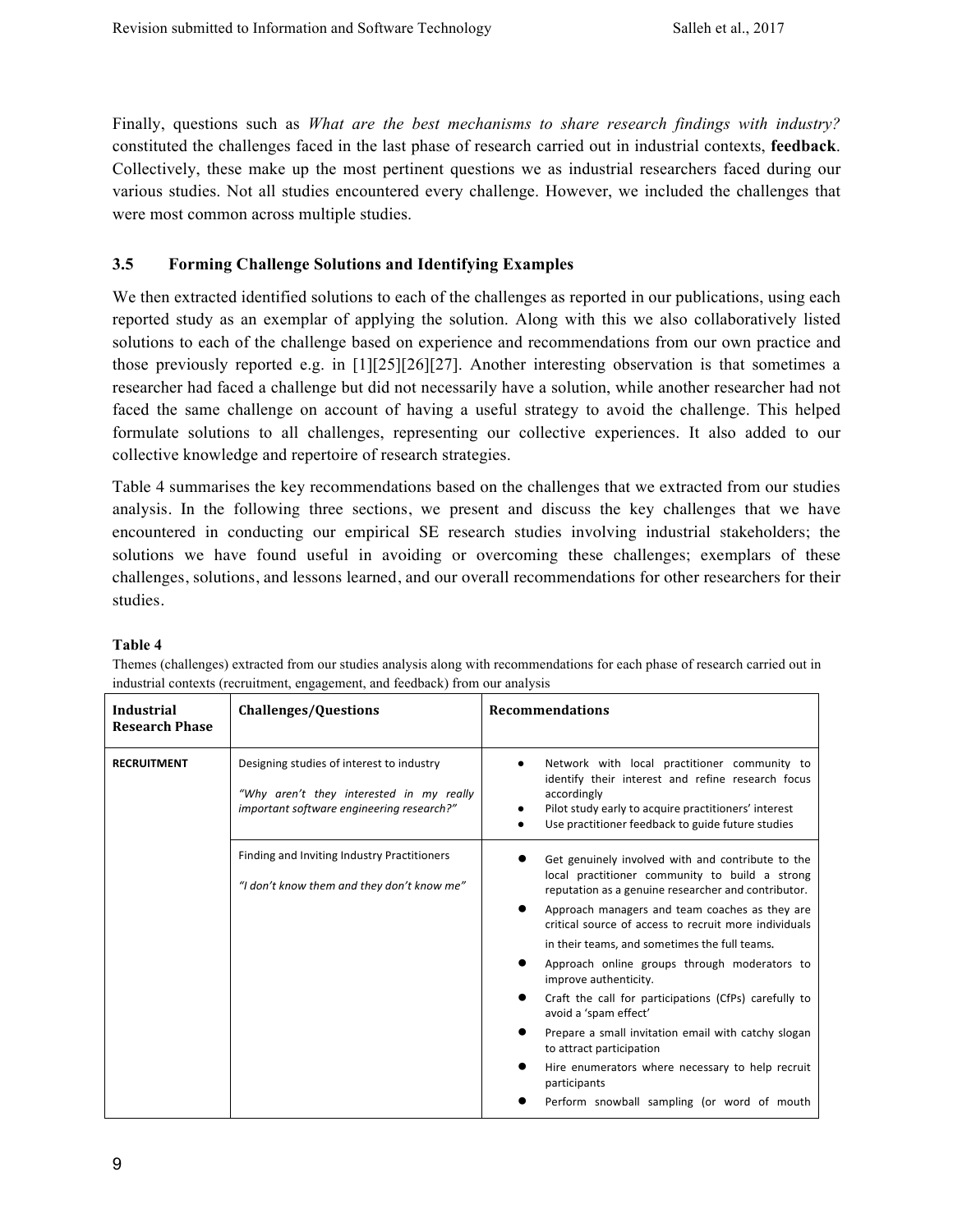Finally, questions such as *What are the best mechanisms to share research findings with industry?* constituted the challenges faced in the last phase of research carried out in industrial contexts, **feedback**. Collectively, these make up the most pertinent questions we as industrial researchers faced during our various studies. Not all studies encountered every challenge. However, we included the challenges that were most common across multiple studies.

### 3.5 Forming Challenge Solutions and Identifying Examples

We then extracted identified solutions to each of the challenges as reported in our publications, using each reported study as an exemplar of applying the solution. Along with this we also collaboratively listed solutions to each of the challenge based on experience and recommendations from our own practice and those previously reported e.g. in [1][25][26][27]. Another interesting observation is that sometimes a researcher had faced a challenge but did not necessarily have a solution, while another researcher had not faced the same challenge on account of having a useful strategy to avoid the challenge. This helped formulate solutions to all challenges, representing our collective experiences. It also added to our collective knowledge and repertoire of research strategies.

Table 4 summarises the key recommendations based on the challenges that we extracted from our studies analysis. In the following three sections, we present and discuss the key challenges that we have encountered in conducting our empirical SE research studies involving industrial stakeholders; the solutions we have found useful in avoiding or overcoming these challenges; exemplars of these challenges, solutions, and lessons learned, and our overall recommendations for other researchers for their studies.

**Table 4**

Themes (challenges) extracted from our studies analysis along with recommendations for each phase of research carried out in industrial contexts (recruitment, engagement, and feedback) from our analysis

| Industrial Research Phase | Challenges/Questions | Recommendations |
|---|---|---|
| **RECRUITMENT** | Designing studies of interest to industry<br><br>*"Why aren't they interested in my really important software engineering research?"* | • Network with local practitioner community to identify their interest and refine research focus accordingly<br>• Pilot study early to acquire practitioners' interest<br>• Use practitioner feedback to guide future studies |
| | Finding and Inviting Industry Practitioners<br><br>*"I don't know them and they don't know me"* | • Get genuinely involved with and contribute to the local practitioner community to build a strong reputation as a genuine researcher and contributor.<br>• Approach managers and team coaches as they are critical source of access to recruit more individuals in their teams, and sometimes the full teams.<br>• Approach online groups through moderators to improve authenticity.<br>• Craft the call for participations (CfPs) carefully to avoid a 'spam effect'<br>• Prepare a small invitation email with catchy slogan to attract participation<br>• Hire enumerators where necessary to help recruit participants<br>• Perform snowball sampling (or word of mouth |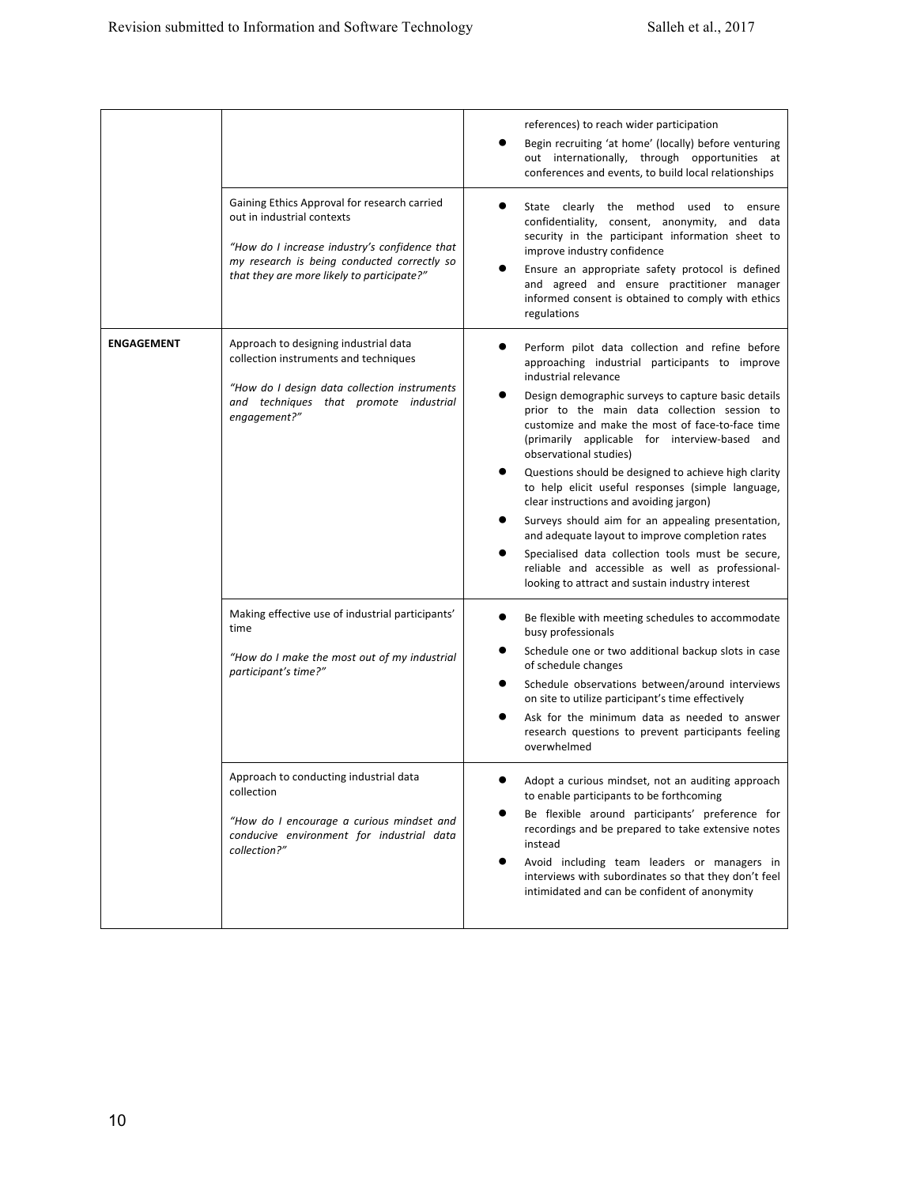|  |  |  |
| --- | --- | --- |
|  |  | references) to reach wider participation<br>● Begin recruiting 'at home' (locally) before venturing out internationally, through opportunities at conferences and events, to build local relationships |
|  | Gaining Ethics Approval for research carried out in industrial contexts<br><br>*"How do I increase industry's confidence that my research is being conducted correctly so that they are more likely to participate?"* | ● State clearly the method used to ensure confidentiality, consent, anonymity, and data security in the participant information sheet to improve industry confidence<br>● Ensure an appropriate safety protocol is defined and agreed and ensure practitioner manager informed consent is obtained to comply with ethics regulations |
| **ENGAGEMENT** | Approach to designing industrial data collection instruments and techniques<br><br>*"How do I design data collection instruments and techniques that promote industrial engagement?"* | ● Perform pilot data collection and refine before approaching industrial participants to improve industrial relevance<br>● Design demographic surveys to capture basic details prior to the main data collection session to customize and make the most of face-to-face time (primarily applicable for interview-based and observational studies)<br>● Questions should be designed to achieve high clarity to help elicit useful responses (simple language, clear instructions and avoiding jargon)<br>● Surveys should aim for an appealing presentation, and adequate layout to improve completion rates<br>● Specialised data collection tools must be secure, reliable and accessible as well as professional-looking to attract and sustain industry interest |
|  | Making effective use of industrial participants' time<br><br>*"How do I make the most out of my industrial participant's time?"* | ● Be flexible with meeting schedules to accommodate busy professionals<br>● Schedule one or two additional backup slots in case of schedule changes<br>● Schedule observations between/around interviews on site to utilize participant's time effectively<br>● Ask for the minimum data as needed to answer research questions to prevent participants feeling overwhelmed |
|  | Approach to conducting industrial data collection<br><br>*"How do I encourage a curious mindset and conducive environment for industrial data collection?"* | ● Adopt a curious mindset, not an auditing approach to enable participants to be forthcoming<br>● Be flexible around participants' preference for recordings and be prepared to take extensive notes instead<br>● Avoid including team leaders or managers in interviews with subordinates so that they don't feel intimidated and can be confident of anonymity |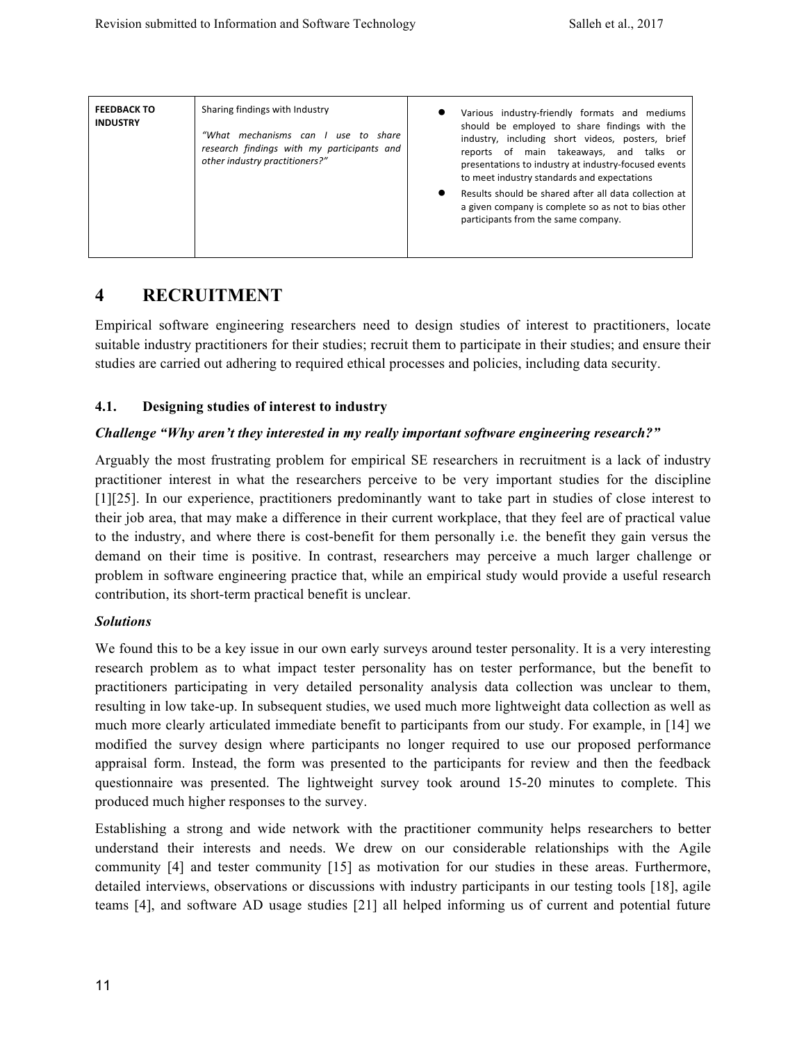| FEEDBACK TO INDUSTRY | Sharing findings with Industry<br><br>*"What mechanisms can I use to share research findings with my participants and other industry practitioners?"* | • Various industry-friendly formats and mediums should be employed to share findings with the industry, including short videos, posters, brief reports of main takeaways, and talks or presentations to industry at industry-focused events to meet industry standards and expectations<br>• Results should be shared after all data collection at a given company is complete so as not to bias other participants from the same company. |
|---|---|---|

# 4 RECRUITMENT

Empirical software engineering researchers need to design studies of interest to practitioners, locate suitable industry practitioners for their studies; recruit them to participate in their studies; and ensure their studies are carried out adhering to required ethical processes and policies, including data security.

## 4.1. Designing studies of interest to industry

***Challenge "Why aren't they interested in my really important software engineering research?"***

Arguably the most frustrating problem for empirical SE researchers in recruitment is a lack of industry practitioner interest in what the researchers perceive to be very important studies for the discipline [1][25]. In our experience, practitioners predominantly want to take part in studies of close interest to their job area, that may make a difference in their current workplace, that they feel are of practical value to the industry, and where there is cost-benefit for them personally i.e. the benefit they gain versus the demand on their time is positive. In contrast, researchers may perceive a much larger challenge or problem in software engineering practice that, while an empirical study would provide a useful research contribution, its short-term practical benefit is unclear.

***Solutions***

We found this to be a key issue in our own early surveys around tester personality. It is a very interesting research problem as to what impact tester personality has on tester performance, but the benefit to practitioners participating in very detailed personality analysis data collection was unclear to them, resulting in low take-up. In subsequent studies, we used much more lightweight data collection as well as much more clearly articulated immediate benefit to participants from our study. For example, in [14] we modified the survey design where participants no longer required to use our proposed performance appraisal form. Instead, the form was presented to the participants for review and then the feedback questionnaire was presented. The lightweight survey took around 15-20 minutes to complete. This produced much higher responses to the survey.

Establishing a strong and wide network with the practitioner community helps researchers to better understand their interests and needs. We drew on our considerable relationships with the Agile community [4] and tester community [15] as motivation for our studies in these areas. Furthermore, detailed interviews, observations or discussions with industry participants in our testing tools [18], agile teams [4], and software AD usage studies [21] all helped informing us of current and potential future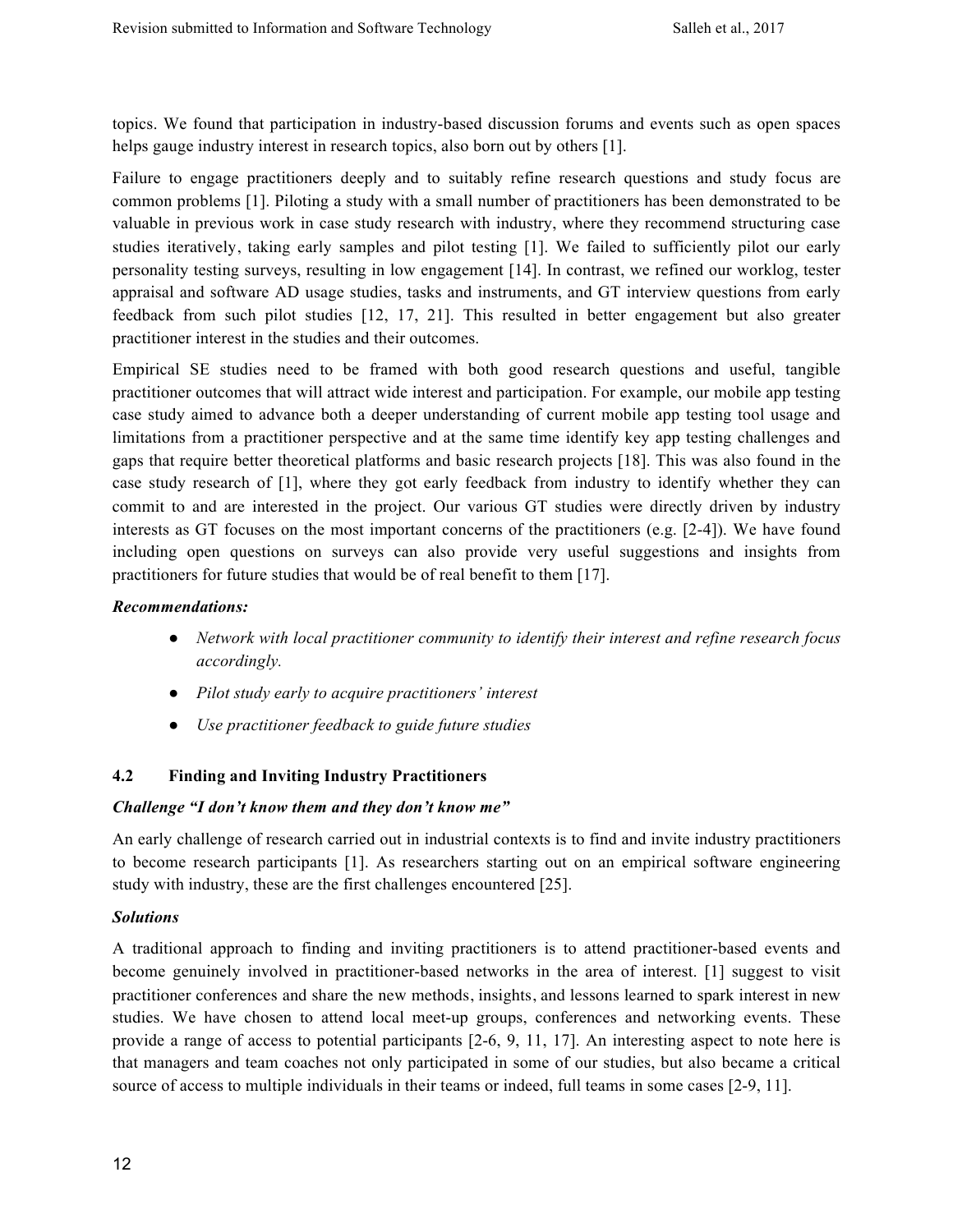topics. We found that participation in industry-based discussion forums and events such as open spaces helps gauge industry interest in research topics, also born out by others [1].

Failure to engage practitioners deeply and to suitably refine research questions and study focus are common problems [1]. Piloting a study with a small number of practitioners has been demonstrated to be valuable in previous work in case study research with industry, where they recommend structuring case studies iteratively, taking early samples and pilot testing [1]. We failed to sufficiently pilot our early personality testing surveys, resulting in low engagement [14]. In contrast, we refined our worklog, tester appraisal and software AD usage studies, tasks and instruments, and GT interview questions from early feedback from such pilot studies [12, 17, 21]. This resulted in better engagement but also greater practitioner interest in the studies and their outcomes.

Empirical SE studies need to be framed with both good research questions and useful, tangible practitioner outcomes that will attract wide interest and participation. For example, our mobile app testing case study aimed to advance both a deeper understanding of current mobile app testing tool usage and limitations from a practitioner perspective and at the same time identify key app testing challenges and gaps that require better theoretical platforms and basic research projects [18]. This was also found in the case study research of [1], where they got early feedback from industry to identify whether they can commit to and are interested in the project. Our various GT studies were directly driven by industry interests as GT focuses on the most important concerns of the practitioners (e.g. [2-4]). We have found including open questions on surveys can also provide very useful suggestions and insights from practitioners for future studies that would be of real benefit to them [17].

***Recommendations:***

- *Network with local practitioner community to identify their interest and refine research focus accordingly.*
- *Pilot study early to acquire practitioners' interest*
- *Use practitioner feedback to guide future studies*

### 4.2 Finding and Inviting Industry Practitioners

***Challenge "I don't know them and they don't know me"***

An early challenge of research carried out in industrial contexts is to find and invite industry practitioners to become research participants [1]. As researchers starting out on an empirical software engineering study with industry, these are the first challenges encountered [25].

***Solutions***

A traditional approach to finding and inviting practitioners is to attend practitioner-based events and become genuinely involved in practitioner-based networks in the area of interest. [1] suggest to visit practitioner conferences and share the new methods, insights, and lessons learned to spark interest in new studies. We have chosen to attend local meet-up groups, conferences and networking events. These provide a range of access to potential participants [2-6, 9, 11, 17]. An interesting aspect to note here is that managers and team coaches not only participated in some of our studies, but also became a critical source of access to multiple individuals in their teams or indeed, full teams in some cases [2-9, 11].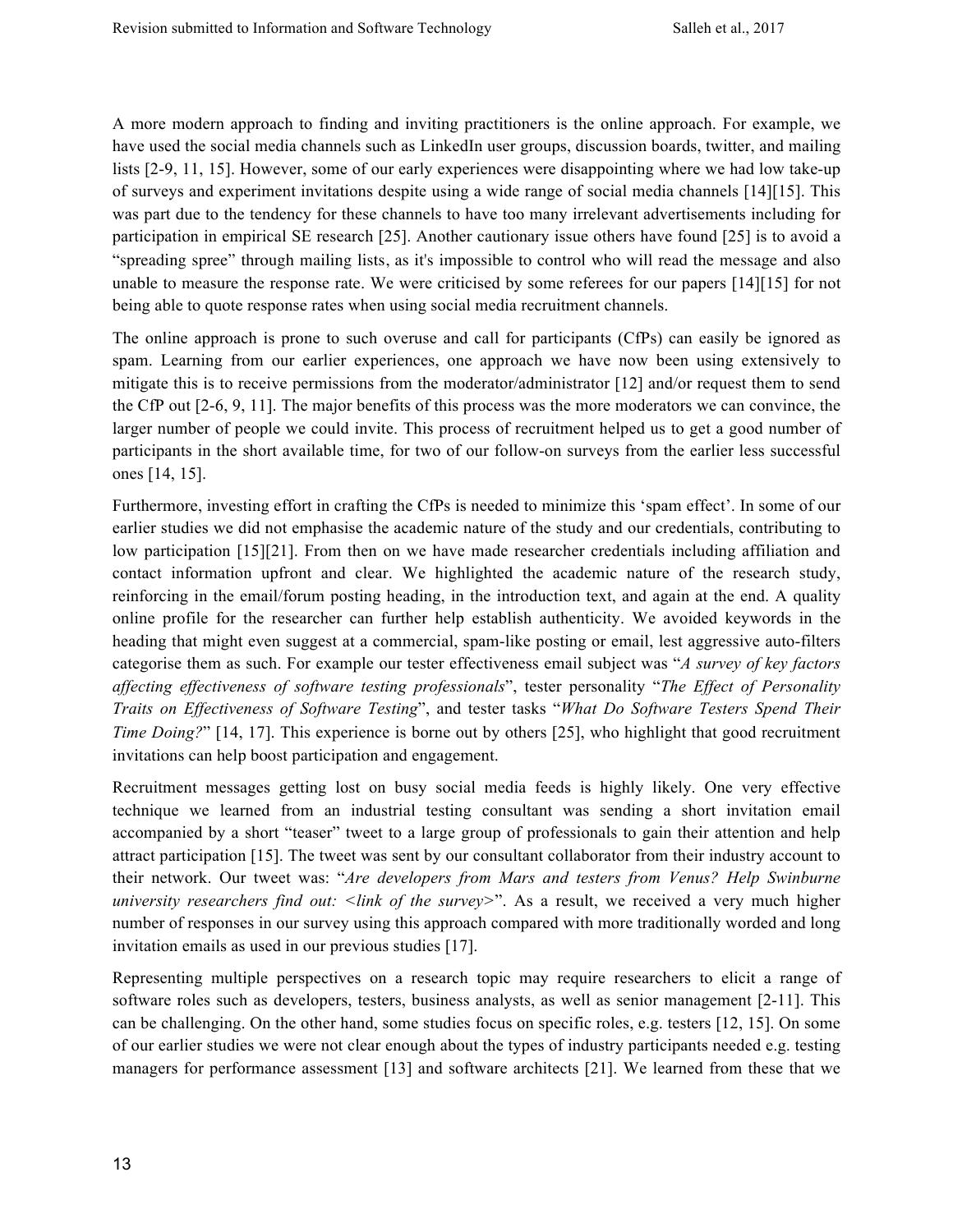A more modern approach to finding and inviting practitioners is the online approach. For example, we have used the social media channels such as LinkedIn user groups, discussion boards, twitter, and mailing lists [2-9, 11, 15]. However, some of our early experiences were disappointing where we had low take-up of surveys and experiment invitations despite using a wide range of social media channels [14][15]. This was part due to the tendency for these channels to have too many irrelevant advertisements including for participation in empirical SE research [25]. Another cautionary issue others have found [25] is to avoid a "spreading spree" through mailing lists, as it's impossible to control who will read the message and also unable to measure the response rate. We were criticised by some referees for our papers [14][15] for not being able to quote response rates when using social media recruitment channels.

The online approach is prone to such overuse and call for participants (CfPs) can easily be ignored as spam. Learning from our earlier experiences, one approach we have now been using extensively to mitigate this is to receive permissions from the moderator/administrator [12] and/or request them to send the CfP out [2-6, 9, 11]. The major benefits of this process was the more moderators we can convince, the larger number of people we could invite. This process of recruitment helped us to get a good number of participants in the short available time, for two of our follow-on surveys from the earlier less successful ones [14, 15].

Furthermore, investing effort in crafting the CfPs is needed to minimize this 'spam effect'. In some of our earlier studies we did not emphasise the academic nature of the study and our credentials, contributing to low participation [15][21]. From then on we have made researcher credentials including affiliation and contact information upfront and clear. We highlighted the academic nature of the research study, reinforcing in the email/forum posting heading, in the introduction text, and again at the end. A quality online profile for the researcher can further help establish authenticity. We avoided keywords in the heading that might even suggest at a commercial, spam-like posting or email, lest aggressive auto-filters categorise them as such. For example our tester effectiveness email subject was "*A survey of key factors affecting effectiveness of software testing professionals*", tester personality "*The Effect of Personality Traits on Effectiveness of Software Testing*", and tester tasks "*What Do Software Testers Spend Their Time Doing?*" [14, 17]. This experience is borne out by others [25], who highlight that good recruitment invitations can help boost participation and engagement.

Recruitment messages getting lost on busy social media feeds is highly likely. One very effective technique we learned from an industrial testing consultant was sending a short invitation email accompanied by a short "teaser" tweet to a large group of professionals to gain their attention and help attract participation [15]. The tweet was sent by our consultant collaborator from their industry account to their network. Our tweet was: "*Are developers from Mars and testers from Venus? Help Swinburne university researchers find out: <link of the survey>*". As a result, we received a very much higher number of responses in our survey using this approach compared with more traditionally worded and long invitation emails as used in our previous studies [17].

Representing multiple perspectives on a research topic may require researchers to elicit a range of software roles such as developers, testers, business analysts, as well as senior management [2-11]. This can be challenging. On the other hand, some studies focus on specific roles, e.g. testers [12, 15]. On some of our earlier studies we were not clear enough about the types of industry participants needed e.g. testing managers for performance assessment [13] and software architects [21]. We learned from these that we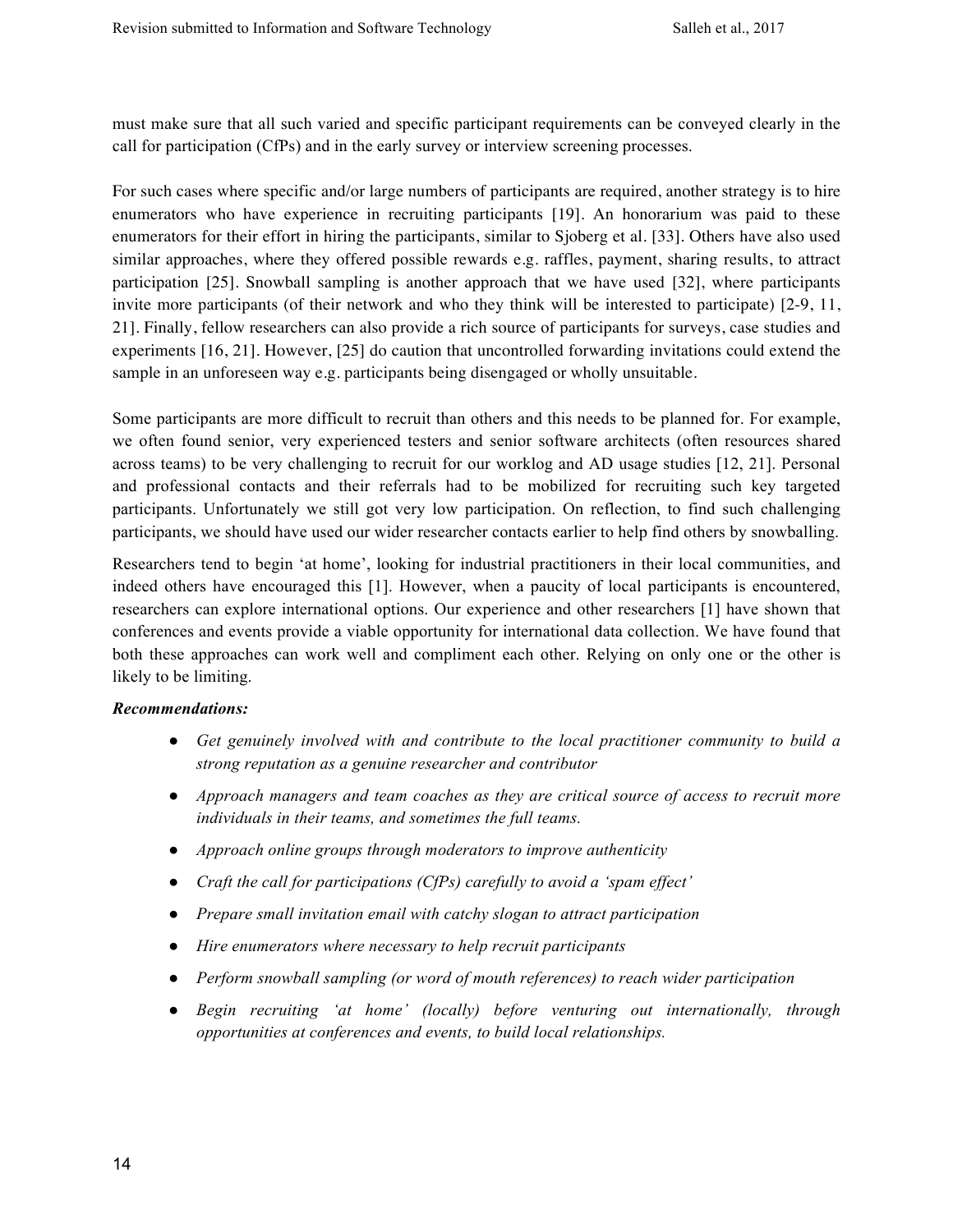must make sure that all such varied and specific participant requirements can be conveyed clearly in the call for participation (CfPs) and in the early survey or interview screening processes.

For such cases where specific and/or large numbers of participants are required, another strategy is to hire enumerators who have experience in recruiting participants [19]. An honorarium was paid to these enumerators for their effort in hiring the participants, similar to Sjoberg et al. [33]. Others have also used similar approaches, where they offered possible rewards e.g. raffles, payment, sharing results, to attract participation [25]. Snowball sampling is another approach that we have used [32], where participants invite more participants (of their network and who they think will be interested to participate) [2-9, 11, 21]. Finally, fellow researchers can also provide a rich source of participants for surveys, case studies and experiments [16, 21]. However, [25] do caution that uncontrolled forwarding invitations could extend the sample in an unforeseen way e.g. participants being disengaged or wholly unsuitable.

Some participants are more difficult to recruit than others and this needs to be planned for. For example, we often found senior, very experienced testers and senior software architects (often resources shared across teams) to be very challenging to recruit for our worklog and AD usage studies [12, 21]. Personal and professional contacts and their referrals had to be mobilized for recruiting such key targeted participants. Unfortunately we still got very low participation. On reflection, to find such challenging participants, we should have used our wider researcher contacts earlier to help find others by snowballing.

Researchers tend to begin 'at home', looking for industrial practitioners in their local communities, and indeed others have encouraged this [1]. However, when a paucity of local participants is encountered, researchers can explore international options. Our experience and other researchers [1] have shown that conferences and events provide a viable opportunity for international data collection. We have found that both these approaches can work well and compliment each other. Relying on only one or the other is likely to be limiting.

***Recommendations:***

- *Get genuinely involved with and contribute to the local practitioner community to build a strong reputation as a genuine researcher and contributor*
- *Approach managers and team coaches as they are critical source of access to recruit more individuals in their teams, and sometimes the full teams.*
- *Approach online groups through moderators to improve authenticity*
- *Craft the call for participations (CfPs) carefully to avoid a 'spam effect'*
- *Prepare small invitation email with catchy slogan to attract participation*
- *Hire enumerators where necessary to help recruit participants*
- *Perform snowball sampling (or word of mouth references) to reach wider participation*
- *Begin recruiting 'at home' (locally) before venturing out internationally, through opportunities at conferences and events, to build local relationships.*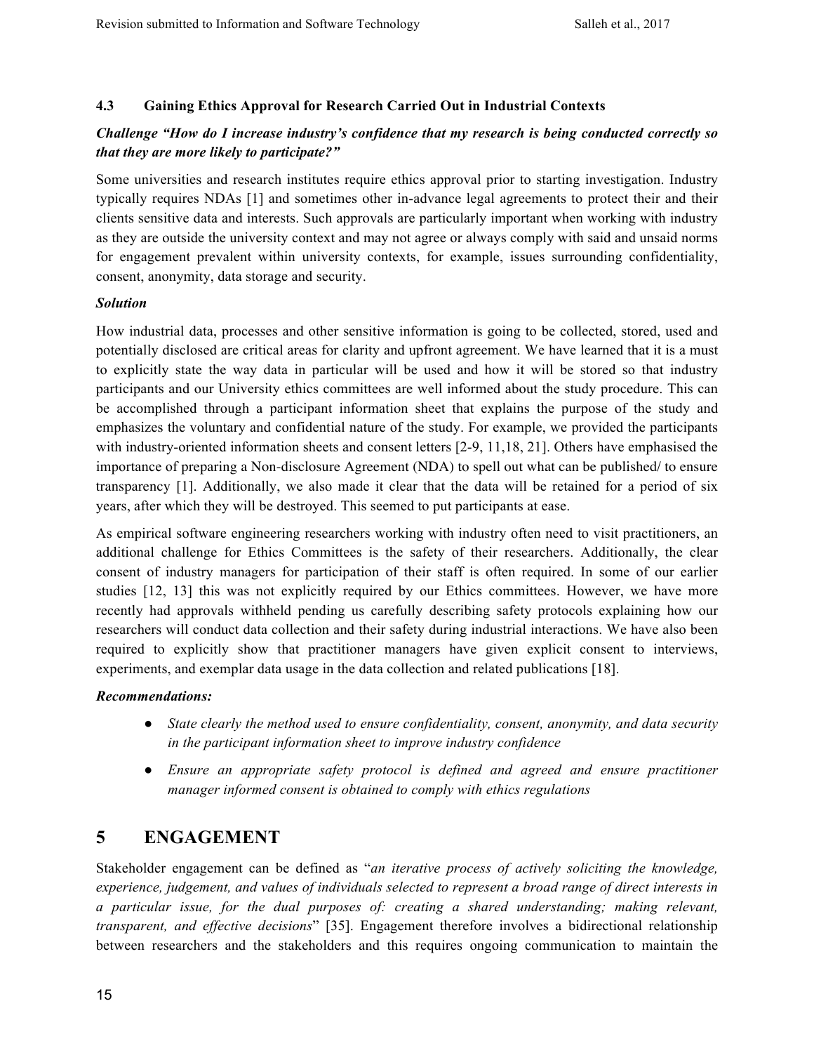### 4.3 Gaining Ethics Approval for Research Carried Out in Industrial Contexts

***Challenge "How do I increase industry's confidence that my research is being conducted correctly so that they are more likely to participate?"***

Some universities and research institutes require ethics approval prior to starting investigation. Industry typically requires NDAs [1] and sometimes other in-advance legal agreements to protect their and their clients sensitive data and interests. Such approvals are particularly important when working with industry as they are outside the university context and may not agree or always comply with said and unsaid norms for engagement prevalent within university contexts, for example, issues surrounding confidentiality, consent, anonymity, data storage and security.

***Solution***

How industrial data, processes and other sensitive information is going to be collected, stored, used and potentially disclosed are critical areas for clarity and upfront agreement. We have learned that it is a must to explicitly state the way data in particular will be used and how it will be stored so that industry participants and our University ethics committees are well informed about the study procedure. This can be accomplished through a participant information sheet that explains the purpose of the study and emphasizes the voluntary and confidential nature of the study. For example, we provided the participants with industry-oriented information sheets and consent letters [2-9, 11,18, 21]. Others have emphasised the importance of preparing a Non-disclosure Agreement (NDA) to spell out what can be published/ to ensure transparency [1]. Additionally, we also made it clear that the data will be retained for a period of six years, after which they will be destroyed. This seemed to put participants at ease.

As empirical software engineering researchers working with industry often need to visit practitioners, an additional challenge for Ethics Committees is the safety of their researchers. Additionally, the clear consent of industry managers for participation of their staff is often required. In some of our earlier studies [12, 13] this was not explicitly required by our Ethics committees. However, we have more recently had approvals withheld pending us carefully describing safety protocols explaining how our researchers will conduct data collection and their safety during industrial interactions. We have also been required to explicitly show that practitioner managers have given explicit consent to interviews, experiments, and exemplar data usage in the data collection and related publications [18].

***Recommendations:***

- *State clearly the method used to ensure confidentiality, consent, anonymity, and data security in the participant information sheet to improve industry confidence*
- *Ensure an appropriate safety protocol is defined and agreed and ensure practitioner manager informed consent is obtained to comply with ethics regulations*

# 5 ENGAGEMENT

Stakeholder engagement can be defined as "*an iterative process of actively soliciting the knowledge, experience, judgement, and values of individuals selected to represent a broad range of direct interests in a particular issue, for the dual purposes of: creating a shared understanding; making relevant, transparent, and effective decisions*" [35]. Engagement therefore involves a bidirectional relationship between researchers and the stakeholders and this requires ongoing communication to maintain the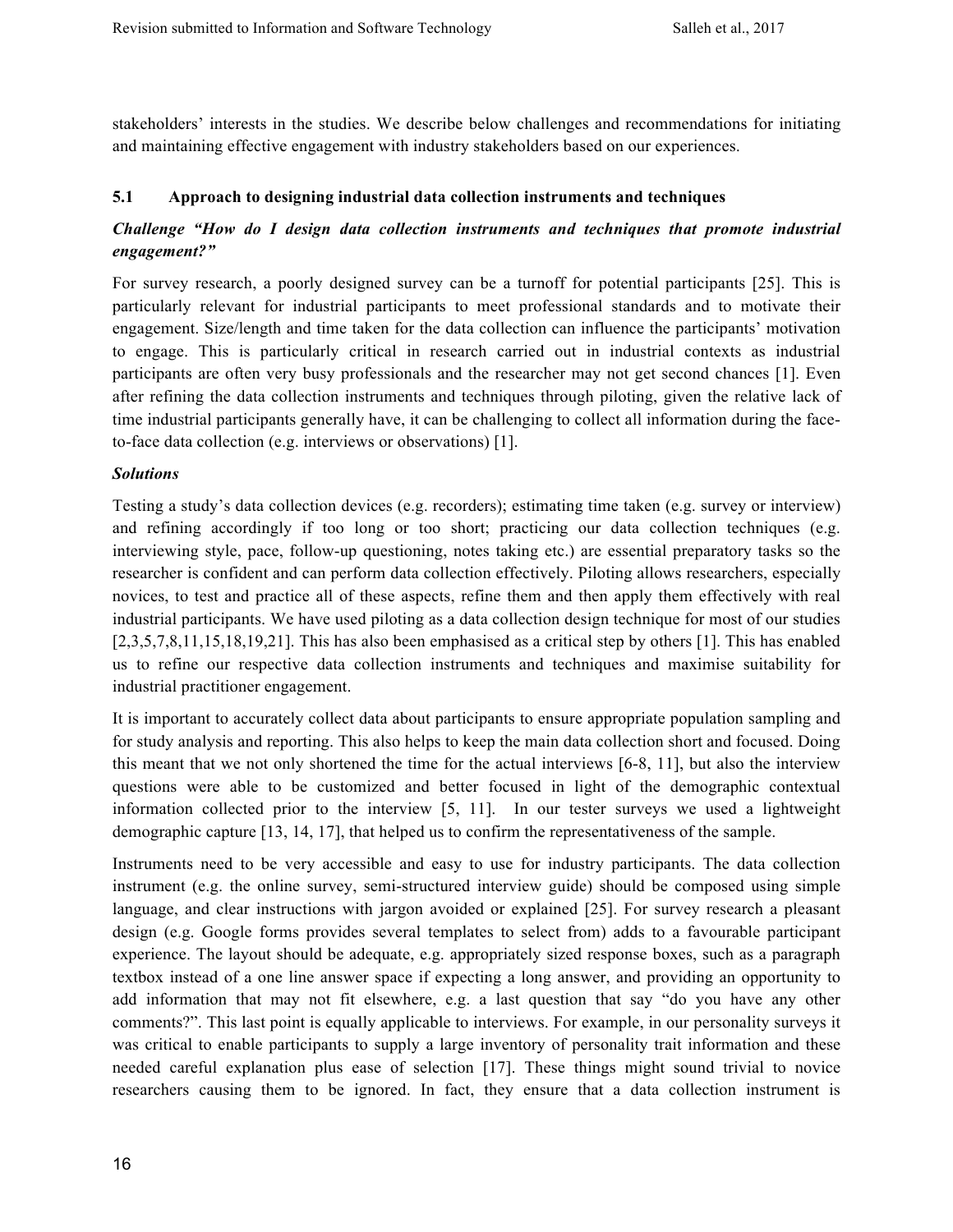stakeholders' interests in the studies. We describe below challenges and recommendations for initiating and maintaining effective engagement with industry stakeholders based on our experiences.

### 5.1 Approach to designing industrial data collection instruments and techniques

***Challenge "How do I design data collection instruments and techniques that promote industrial engagement?"***

For survey research, a poorly designed survey can be a turnoff for potential participants [25]. This is particularly relevant for industrial participants to meet professional standards and to motivate their engagement. Size/length and time taken for the data collection can influence the participants' motivation to engage. This is particularly critical in research carried out in industrial contexts as industrial participants are often very busy professionals and the researcher may not get second chances [1]. Even after refining the data collection instruments and techniques through piloting, given the relative lack of time industrial participants generally have, it can be challenging to collect all information during the face-to-face data collection (e.g. interviews or observations) [1].

***Solutions***

Testing a study's data collection devices (e.g. recorders); estimating time taken (e.g. survey or interview) and refining accordingly if too long or too short; practicing our data collection techniques (e.g. interviewing style, pace, follow-up questioning, notes taking etc.) are essential preparatory tasks so the researcher is confident and can perform data collection effectively. Piloting allows researchers, especially novices, to test and practice all of these aspects, refine them and then apply them effectively with real industrial participants. We have used piloting as a data collection design technique for most of our studies [2,3,5,7,8,11,15,18,19,21]. This has also been emphasised as a critical step by others [1]. This has enabled us to refine our respective data collection instruments and techniques and maximise suitability for industrial practitioner engagement.

It is important to accurately collect data about participants to ensure appropriate population sampling and for study analysis and reporting. This also helps to keep the main data collection short and focused. Doing this meant that we not only shortened the time for the actual interviews [6-8, 11], but also the interview questions were able to be customized and better focused in light of the demographic contextual information collected prior to the interview [5, 11]. In our tester surveys we used a lightweight demographic capture [13, 14, 17], that helped us to confirm the representativeness of the sample.

Instruments need to be very accessible and easy to use for industry participants. The data collection instrument (e.g. the online survey, semi-structured interview guide) should be composed using simple language, and clear instructions with jargon avoided or explained [25]. For survey research a pleasant design (e.g. Google forms provides several templates to select from) adds to a favourable participant experience. The layout should be adequate, e.g. appropriately sized response boxes, such as a paragraph textbox instead of a one line answer space if expecting a long answer, and providing an opportunity to add information that may not fit elsewhere, e.g. a last question that say "do you have any other comments?". This last point is equally applicable to interviews. For example, in our personality surveys it was critical to enable participants to supply a large inventory of personality trait information and these needed careful explanation plus ease of selection [17]. These things might sound trivial to novice researchers causing them to be ignored. In fact, they ensure that a data collection instrument is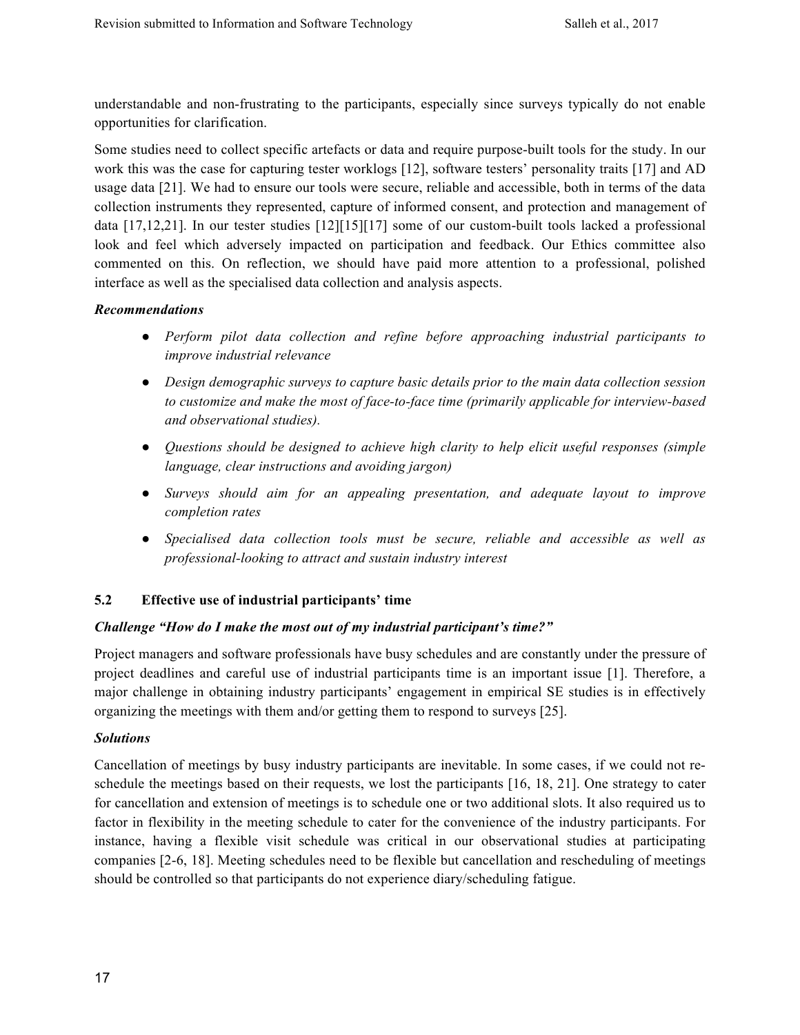understandable and non-frustrating to the participants, especially since surveys typically do not enable opportunities for clarification.

Some studies need to collect specific artefacts or data and require purpose-built tools for the study. In our work this was the case for capturing tester worklogs [12], software testers' personality traits [17] and AD usage data [21]. We had to ensure our tools were secure, reliable and accessible, both in terms of the data collection instruments they represented, capture of informed consent, and protection and management of data [17,12,21]. In our tester studies [12][15][17] some of our custom-built tools lacked a professional look and feel which adversely impacted on participation and feedback. Our Ethics committee also commented on this. On reflection, we should have paid more attention to a professional, polished interface as well as the specialised data collection and analysis aspects.

***Recommendations***

- *Perform pilot data collection and refine before approaching industrial participants to improve industrial relevance*
- *Design demographic surveys to capture basic details prior to the main data collection session to customize and make the most of face-to-face time (primarily applicable for interview-based and observational studies).*
- *Questions should be designed to achieve high clarity to help elicit useful responses (simple language, clear instructions and avoiding jargon)*
- *Surveys should aim for an appealing presentation, and adequate layout to improve completion rates*
- *Specialised data collection tools must be secure, reliable and accessible as well as professional-looking to attract and sustain industry interest*

### 5.2 Effective use of industrial participants' time

***Challenge "How do I make the most out of my industrial participant's time?"***

Project managers and software professionals have busy schedules and are constantly under the pressure of project deadlines and careful use of industrial participants time is an important issue [1]. Therefore, a major challenge in obtaining industry participants' engagement in empirical SE studies is in effectively organizing the meetings with them and/or getting them to respond to surveys [25].

***Solutions***

Cancellation of meetings by busy industry participants are inevitable. In some cases, if we could not re-schedule the meetings based on their requests, we lost the participants [16, 18, 21]. One strategy to cater for cancellation and extension of meetings is to schedule one or two additional slots. It also required us to factor in flexibility in the meeting schedule to cater for the convenience of the industry participants. For instance, having a flexible visit schedule was critical in our observational studies at participating companies [2-6, 18]. Meeting schedules need to be flexible but cancellation and rescheduling of meetings should be controlled so that participants do not experience diary/scheduling fatigue.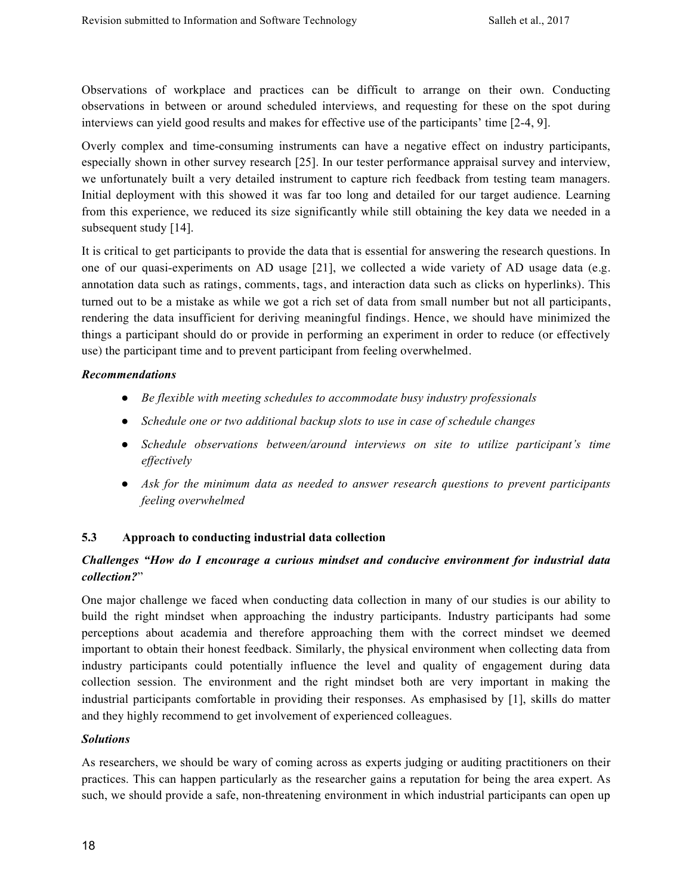Observations of workplace and practices can be difficult to arrange on their own. Conducting observations in between or around scheduled interviews, and requesting for these on the spot during interviews can yield good results and makes for effective use of the participants' time [2-4, 9].

Overly complex and time-consuming instruments can have a negative effect on industry participants, especially shown in other survey research [25]. In our tester performance appraisal survey and interview, we unfortunately built a very detailed instrument to capture rich feedback from testing team managers. Initial deployment with this showed it was far too long and detailed for our target audience. Learning from this experience, we reduced its size significantly while still obtaining the key data we needed in a subsequent study [14].

It is critical to get participants to provide the data that is essential for answering the research questions. In one of our quasi-experiments on AD usage [21], we collected a wide variety of AD usage data (e.g. annotation data such as ratings, comments, tags, and interaction data such as clicks on hyperlinks). This turned out to be a mistake as while we got a rich set of data from small number but not all participants, rendering the data insufficient for deriving meaningful findings. Hence, we should have minimized the things a participant should do or provide in performing an experiment in order to reduce (or effectively use) the participant time and to prevent participant from feeling overwhelmed.

***Recommendations***

- *Be flexible with meeting schedules to accommodate busy industry professionals*
- *Schedule one or two additional backup slots to use in case of schedule changes*
- *Schedule observations between/around interviews on site to utilize participant's time effectively*
- *Ask for the minimum data as needed to answer research questions to prevent participants feeling overwhelmed*

### 5.3 Approach to conducting industrial data collection

***Challenges "How do I encourage a curious mindset and conducive environment for industrial data collection?"***

One major challenge we faced when conducting data collection in many of our studies is our ability to build the right mindset when approaching the industry participants. Industry participants had some perceptions about academia and therefore approaching them with the correct mindset we deemed important to obtain their honest feedback. Similarly, the physical environment when collecting data from industry participants could potentially influence the level and quality of engagement during data collection session. The environment and the right mindset both are very important in making the industrial participants comfortable in providing their responses. As emphasised by [1], skills do matter and they highly recommend to get involvement of experienced colleagues.

***Solutions***

As researchers, we should be wary of coming across as experts judging or auditing practitioners on their practices. This can happen particularly as the researcher gains a reputation for being the area expert. As such, we should provide a safe, non-threatening environment in which industrial participants can open up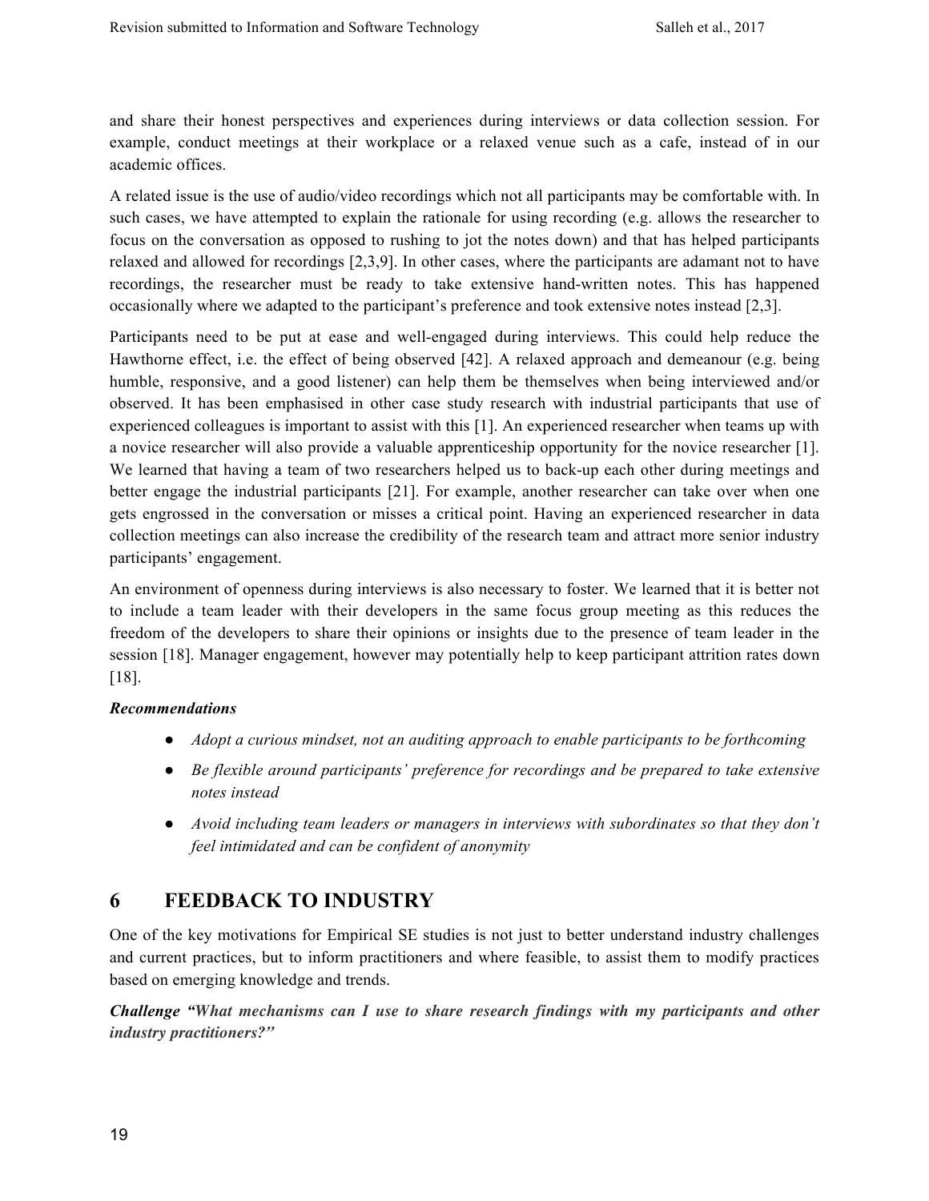and share their honest perspectives and experiences during interviews or data collection session. For example, conduct meetings at their workplace or a relaxed venue such as a cafe, instead of in our academic offices.

A related issue is the use of audio/video recordings which not all participants may be comfortable with. In such cases, we have attempted to explain the rationale for using recording (e.g. allows the researcher to focus on the conversation as opposed to rushing to jot the notes down) and that has helped participants relaxed and allowed for recordings [2,3,9]. In other cases, where the participants are adamant not to have recordings, the researcher must be ready to take extensive hand-written notes. This has happened occasionally where we adapted to the participant's preference and took extensive notes instead [2,3].

Participants need to be put at ease and well-engaged during interviews. This could help reduce the Hawthorne effect, i.e. the effect of being observed [42]. A relaxed approach and demeanour (e.g. being humble, responsive, and a good listener) can help them be themselves when being interviewed and/or observed. It has been emphasised in other case study research with industrial participants that use of experienced colleagues is important to assist with this [1]. An experienced researcher when teams up with a novice researcher will also provide a valuable apprenticeship opportunity for the novice researcher [1]. We learned that having a team of two researchers helped us to back-up each other during meetings and better engage the industrial participants [21]. For example, another researcher can take over when one gets engrossed in the conversation or misses a critical point. Having an experienced researcher in data collection meetings can also increase the credibility of the research team and attract more senior industry participants' engagement.

An environment of openness during interviews is also necessary to foster. We learned that it is better not to include a team leader with their developers in the same focus group meeting as this reduces the freedom of the developers to share their opinions or insights due to the presence of team leader in the session [18]. Manager engagement, however may potentially help to keep participant attrition rates down [18].

***Recommendations***

- *Adopt a curious mindset, not an auditing approach to enable participants to be forthcoming*
- *Be flexible around participants' preference for recordings and be prepared to take extensive notes instead*
- *Avoid including team leaders or managers in interviews with subordinates so that they don't feel intimidated and can be confident of anonymity*

# 6 FEEDBACK TO INDUSTRY

One of the key motivations for Empirical SE studies is not just to better understand industry challenges and current practices, but to inform practitioners and where feasible, to assist them to modify practices based on emerging knowledge and trends.

***Challenge "What mechanisms can I use to share research findings with my participants and other industry practitioners?"***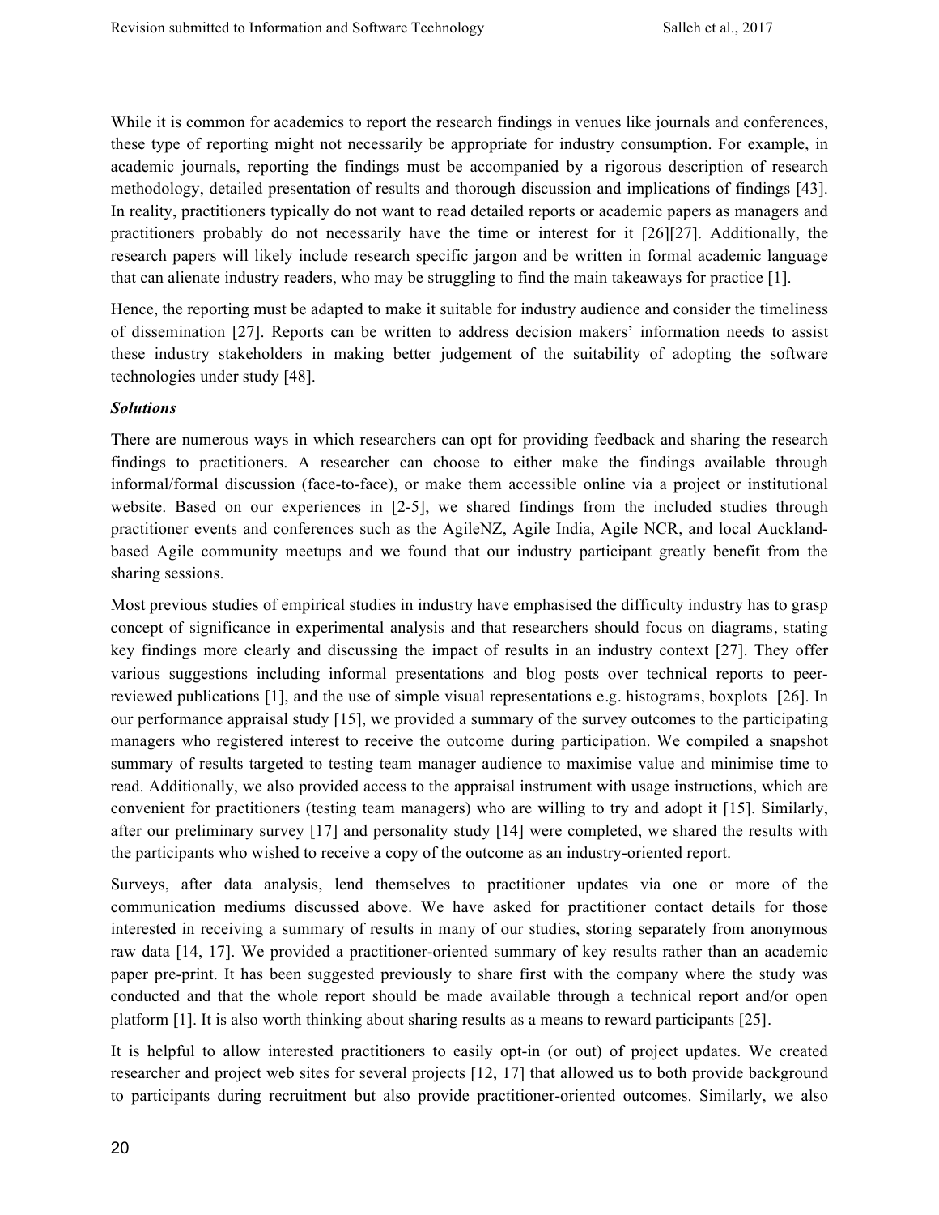While it is common for academics to report the research findings in venues like journals and conferences, these type of reporting might not necessarily be appropriate for industry consumption. For example, in academic journals, reporting the findings must be accompanied by a rigorous description of research methodology, detailed presentation of results and thorough discussion and implications of findings [43]. In reality, practitioners typically do not want to read detailed reports or academic papers as managers and practitioners probably do not necessarily have the time or interest for it [26][27]. Additionally, the research papers will likely include research specific jargon and be written in formal academic language that can alienate industry readers, who may be struggling to find the main takeaways for practice [1].

Hence, the reporting must be adapted to make it suitable for industry audience and consider the timeliness of dissemination [27]. Reports can be written to address decision makers' information needs to assist these industry stakeholders in making better judgement of the suitability of adopting the software technologies under study [48].

***Solutions***

There are numerous ways in which researchers can opt for providing feedback and sharing the research findings to practitioners. A researcher can choose to either make the findings available through informal/formal discussion (face-to-face), or make them accessible online via a project or institutional website. Based on our experiences in [2-5], we shared findings from the included studies through practitioner events and conferences such as the AgileNZ, Agile India, Agile NCR, and local Auckland-based Agile community meetups and we found that our industry participant greatly benefit from the sharing sessions.

Most previous studies of empirical studies in industry have emphasised the difficulty industry has to grasp concept of significance in experimental analysis and that researchers should focus on diagrams, stating key findings more clearly and discussing the impact of results in an industry context [27]. They offer various suggestions including informal presentations and blog posts over technical reports to peer-reviewed publications [1], and the use of simple visual representations e.g. histograms, boxplots [26]. In our performance appraisal study [15], we provided a summary of the survey outcomes to the participating managers who registered interest to receive the outcome during participation. We compiled a snapshot summary of results targeted to testing team manager audience to maximise value and minimise time to read. Additionally, we also provided access to the appraisal instrument with usage instructions, which are convenient for practitioners (testing team managers) who are willing to try and adopt it [15]. Similarly, after our preliminary survey [17] and personality study [14] were completed, we shared the results with the participants who wished to receive a copy of the outcome as an industry-oriented report.

Surveys, after data analysis, lend themselves to practitioner updates via one or more of the communication mediums discussed above. We have asked for practitioner contact details for those interested in receiving a summary of results in many of our studies, storing separately from anonymous raw data [14, 17]. We provided a practitioner-oriented summary of key results rather than an academic paper pre-print. It has been suggested previously to share first with the company where the study was conducted and that the whole report should be made available through a technical report and/or open platform [1]. It is also worth thinking about sharing results as a means to reward participants [25].

It is helpful to allow interested practitioners to easily opt-in (or out) of project updates. We created researcher and project web sites for several projects [12, 17] that allowed us to both provide background to participants during recruitment but also provide practitioner-oriented outcomes. Similarly, we also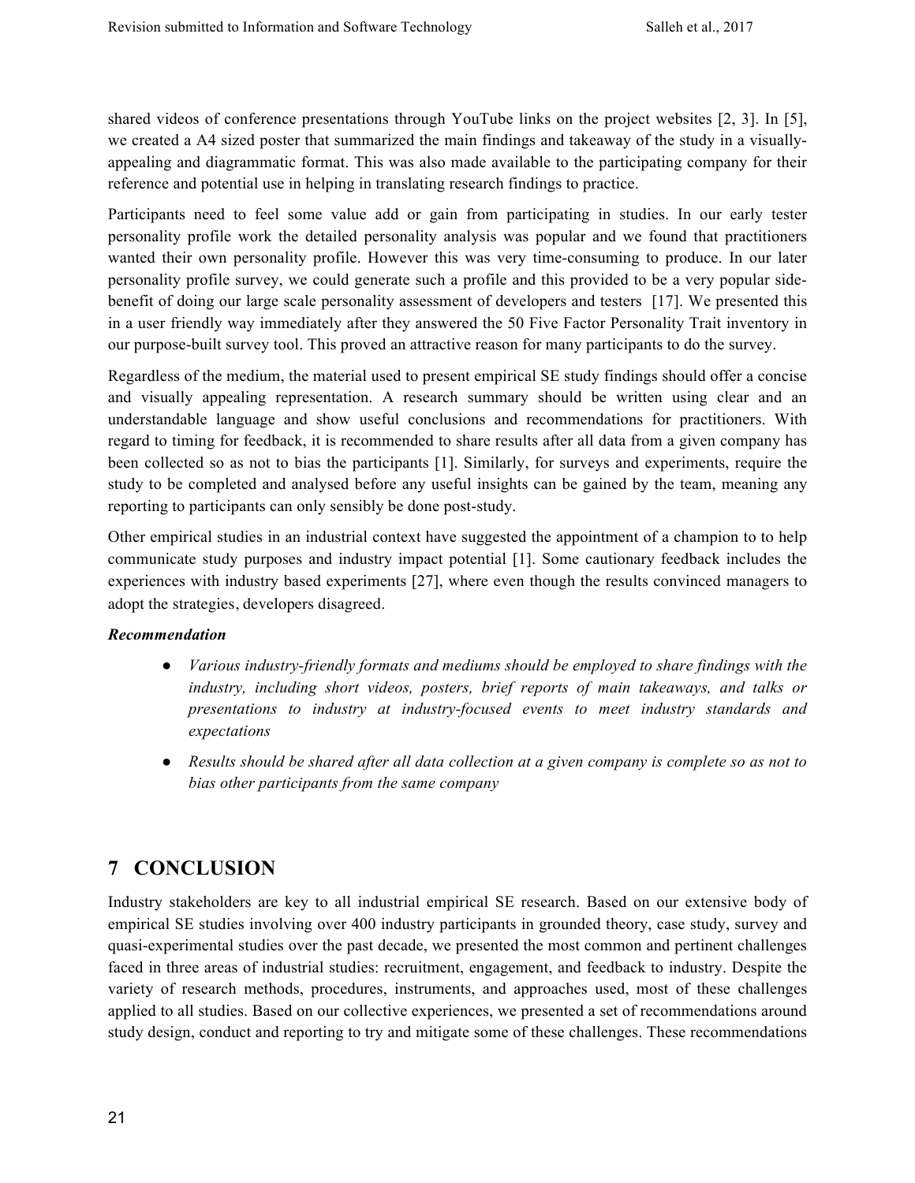shared videos of conference presentations through YouTube links on the project websites [2, 3]. In [5], we created a A4 sized poster that summarized the main findings and takeaway of the study in a visually-appealing and diagrammatic format. This was also made available to the participating company for their reference and potential use in helping in translating research findings to practice.

Participants need to feel some value add or gain from participating in studies. In our early tester personality profile work the detailed personality analysis was popular and we found that practitioners wanted their own personality profile. However this was very time-consuming to produce. In our later personality profile survey, we could generate such a profile and this provided to be a very popular side-benefit of doing our large scale personality assessment of developers and testers [17]. We presented this in a user friendly way immediately after they answered the 50 Five Factor Personality Trait inventory in our purpose-built survey tool. This proved an attractive reason for many participants to do the survey.

Regardless of the medium, the material used to present empirical SE study findings should offer a concise and visually appealing representation. A research summary should be written using clear and an understandable language and show useful conclusions and recommendations for practitioners. With regard to timing for feedback, it is recommended to share results after all data from a given company has been collected so as not to bias the participants [1]. Similarly, for surveys and experiments, require the study to be completed and analysed before any useful insights can be gained by the team, meaning any reporting to participants can only sensibly be done post-study.

Other empirical studies in an industrial context have suggested the appointment of a champion to to help communicate study purposes and industry impact potential [1]. Some cautionary feedback includes the experiences with industry based experiments [27], where even though the results convinced managers to adopt the strategies, developers disagreed.

***Recommendation***

- *Various industry-friendly formats and mediums should be employed to share findings with the industry, including short videos, posters, brief reports of main takeaways, and talks or presentations to industry at industry-focused events to meet industry standards and expectations*
- *Results should be shared after all data collection at a given company is complete so as not to bias other participants from the same company*

# 7 CONCLUSION

Industry stakeholders are key to all industrial empirical SE research. Based on our extensive body of empirical SE studies involving over 400 industry participants in grounded theory, case study, survey and quasi-experimental studies over the past decade, we presented the most common and pertinent challenges faced in three areas of industrial studies: recruitment, engagement, and feedback to industry. Despite the variety of research methods, procedures, instruments, and approaches used, most of these challenges applied to all studies. Based on our collective experiences, we presented a set of recommendations around study design, conduct and reporting to try and mitigate some of these challenges. These recommendations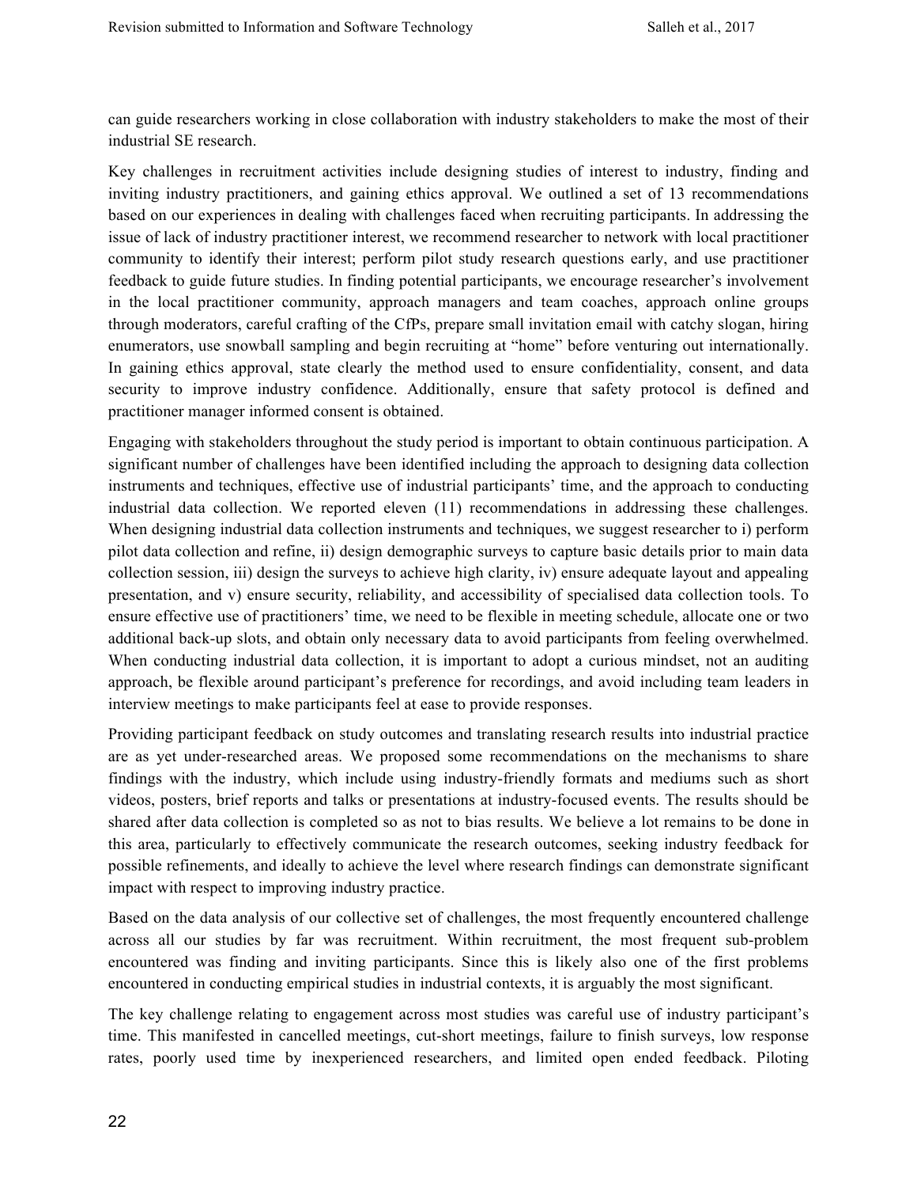can guide researchers working in close collaboration with industry stakeholders to make the most of their industrial SE research.

Key challenges in recruitment activities include designing studies of interest to industry, finding and inviting industry practitioners, and gaining ethics approval. We outlined a set of 13 recommendations based on our experiences in dealing with challenges faced when recruiting participants. In addressing the issue of lack of industry practitioner interest, we recommend researcher to network with local practitioner community to identify their interest; perform pilot study research questions early, and use practitioner feedback to guide future studies. In finding potential participants, we encourage researcher's involvement in the local practitioner community, approach managers and team coaches, approach online groups through moderators, careful crafting of the CfPs, prepare small invitation email with catchy slogan, hiring enumerators, use snowball sampling and begin recruiting at "home" before venturing out internationally. In gaining ethics approval, state clearly the method used to ensure confidentiality, consent, and data security to improve industry confidence. Additionally, ensure that safety protocol is defined and practitioner manager informed consent is obtained.

Engaging with stakeholders throughout the study period is important to obtain continuous participation. A significant number of challenges have been identified including the approach to designing data collection instruments and techniques, effective use of industrial participants' time, and the approach to conducting industrial data collection. We reported eleven (11) recommendations in addressing these challenges. When designing industrial data collection instruments and techniques, we suggest researcher to i) perform pilot data collection and refine, ii) design demographic surveys to capture basic details prior to main data collection session, iii) design the surveys to achieve high clarity, iv) ensure adequate layout and appealing presentation, and v) ensure security, reliability, and accessibility of specialised data collection tools. To ensure effective use of practitioners' time, we need to be flexible in meeting schedule, allocate one or two additional back-up slots, and obtain only necessary data to avoid participants from feeling overwhelmed. When conducting industrial data collection, it is important to adopt a curious mindset, not an auditing approach, be flexible around participant's preference for recordings, and avoid including team leaders in interview meetings to make participants feel at ease to provide responses.

Providing participant feedback on study outcomes and translating research results into industrial practice are as yet under-researched areas. We proposed some recommendations on the mechanisms to share findings with the industry, which include using industry-friendly formats and mediums such as short videos, posters, brief reports and talks or presentations at industry-focused events. The results should be shared after data collection is completed so as not to bias results. We believe a lot remains to be done in this area, particularly to effectively communicate the research outcomes, seeking industry feedback for possible refinements, and ideally to achieve the level where research findings can demonstrate significant impact with respect to improving industry practice.

Based on the data analysis of our collective set of challenges, the most frequently encountered challenge across all our studies by far was recruitment. Within recruitment, the most frequent sub-problem encountered was finding and inviting participants. Since this is likely also one of the first problems encountered in conducting empirical studies in industrial contexts, it is arguably the most significant.

The key challenge relating to engagement across most studies was careful use of industry participant's time. This manifested in cancelled meetings, cut-short meetings, failure to finish surveys, low response rates, poorly used time by inexperienced researchers, and limited open ended feedback. Piloting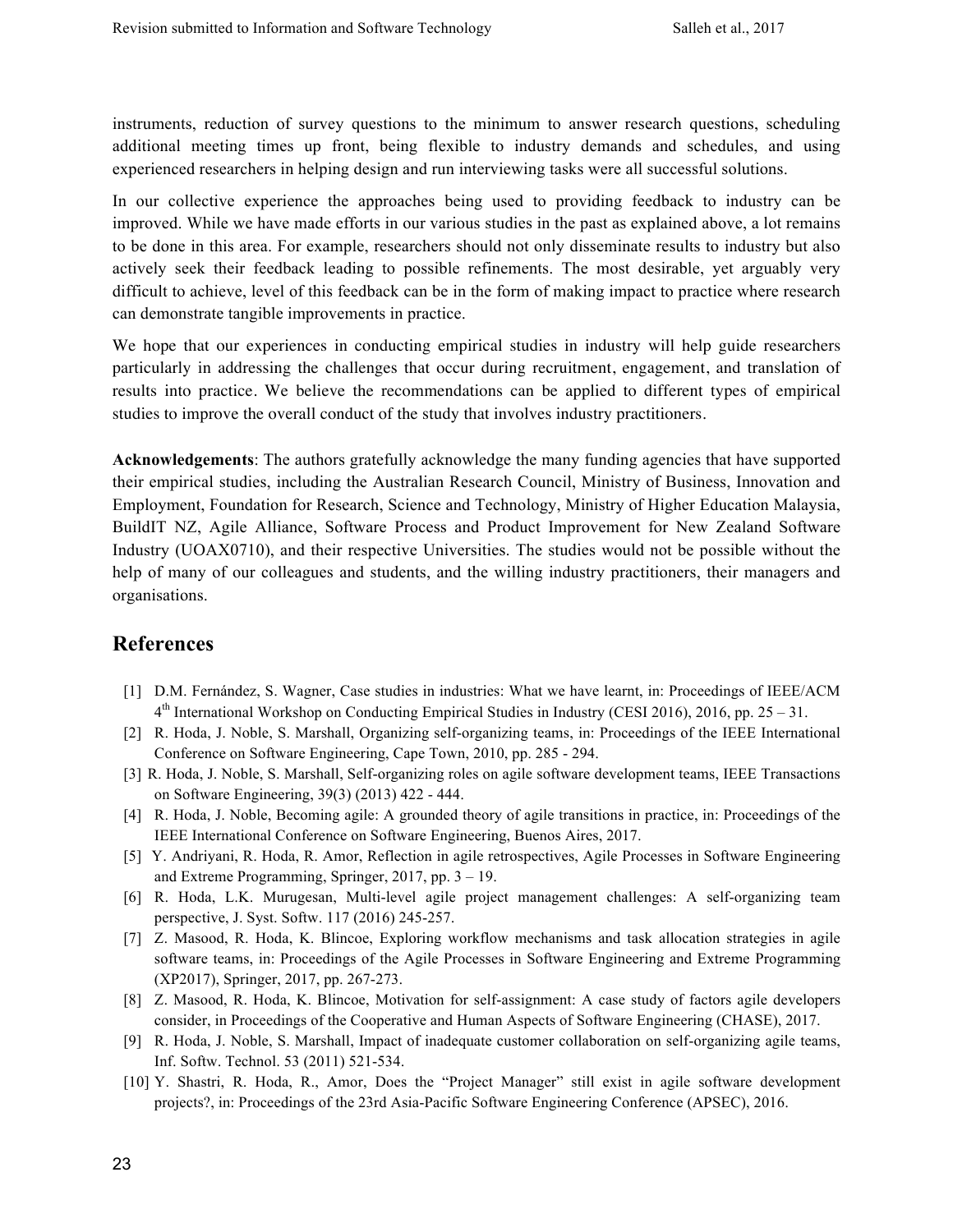instruments, reduction of survey questions to the minimum to answer research questions, scheduling additional meeting times up front, being flexible to industry demands and schedules, and using experienced researchers in helping design and run interviewing tasks were all successful solutions.

In our collective experience the approaches being used to providing feedback to industry can be improved. While we have made efforts in our various studies in the past as explained above, a lot remains to be done in this area. For example, researchers should not only disseminate results to industry but also actively seek their feedback leading to possible refinements. The most desirable, yet arguably very difficult to achieve, level of this feedback can be in the form of making impact to practice where research can demonstrate tangible improvements in practice.

We hope that our experiences in conducting empirical studies in industry will help guide researchers particularly in addressing the challenges that occur during recruitment, engagement, and translation of results into practice. We believe the recommendations can be applied to different types of empirical studies to improve the overall conduct of the study that involves industry practitioners.

**Acknowledgements**: The authors gratefully acknowledge the many funding agencies that have supported their empirical studies, including the Australian Research Council, Ministry of Business, Innovation and Employment, Foundation for Research, Science and Technology, Ministry of Higher Education Malaysia, BuildIT NZ, Agile Alliance, Software Process and Product Improvement for New Zealand Software Industry (UOAX0710), and their respective Universities. The studies would not be possible without the help of many of our colleagues and students, and the willing industry practitioners, their managers and organisations.

## References

[1] D.M. Fernández, S. Wagner, Case studies in industries: What we have learnt, in: Proceedings of IEEE/ACM 4th International Workshop on Conducting Empirical Studies in Industry (CESI 2016), 2016, pp. 25 – 31.

[2] R. Hoda, J. Noble, S. Marshall, Organizing self-organizing teams, in: Proceedings of the IEEE International Conference on Software Engineering, Cape Town, 2010, pp. 285 - 294.

[3] R. Hoda, J. Noble, S. Marshall, Self-organizing roles on agile software development teams, IEEE Transactions on Software Engineering, 39(3) (2013) 422 - 444.

[4] R. Hoda, J. Noble, Becoming agile: A grounded theory of agile transitions in practice, in: Proceedings of the IEEE International Conference on Software Engineering, Buenos Aires, 2017.

[5] Y. Andriyani, R. Hoda, R. Amor, Reflection in agile retrospectives, Agile Processes in Software Engineering and Extreme Programming, Springer, 2017, pp. 3 – 19.

[6] R. Hoda, L.K. Murugesan, Multi-level agile project management challenges: A self-organizing team perspective, J. Syst. Softw. 117 (2016) 245-257.

[7] Z. Masood, R. Hoda, K. Blincoe, Exploring workflow mechanisms and task allocation strategies in agile software teams, in: Proceedings of the Agile Processes in Software Engineering and Extreme Programming (XP2017), Springer, 2017, pp. 267-273.

[8] Z. Masood, R. Hoda, K. Blincoe, Motivation for self-assignment: A case study of factors agile developers consider, in Proceedings of the Cooperative and Human Aspects of Software Engineering (CHASE), 2017.

[9] R. Hoda, J. Noble, S. Marshall, Impact of inadequate customer collaboration on self-organizing agile teams, Inf. Softw. Technol. 53 (2011) 521-534.

[10] Y. Shastri, R. Hoda, R., Amor, Does the "Project Manager" still exist in agile software development projects?, in: Proceedings of the 23rd Asia-Pacific Software Engineering Conference (APSEC), 2016.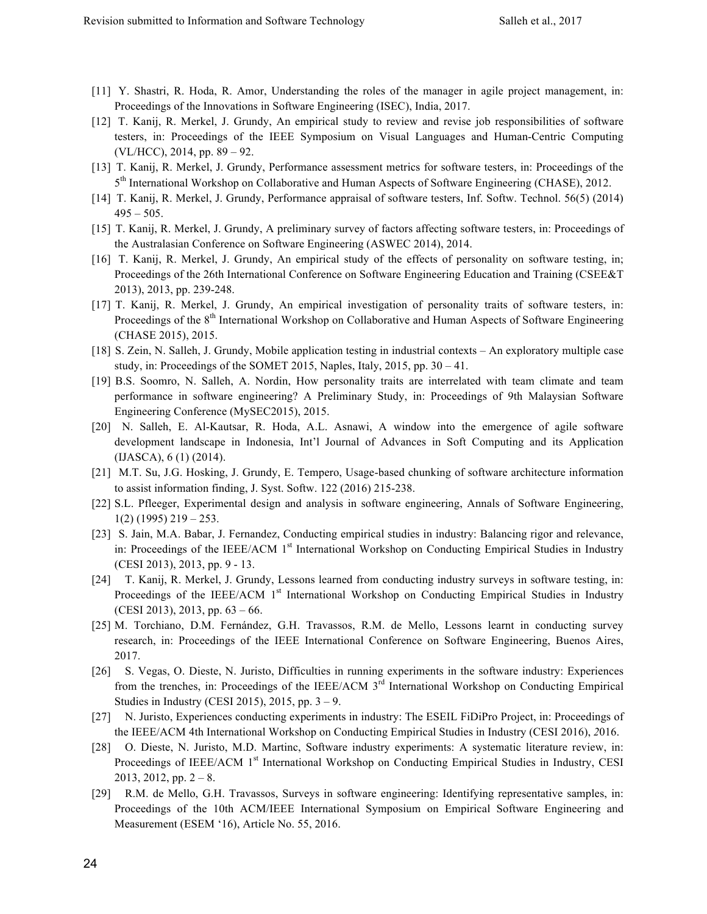[11] Y. Shastri, R. Hoda, R. Amor, Understanding the roles of the manager in agile project management, in: Proceedings of the Innovations in Software Engineering (ISEC), India, 2017.

[12] T. Kanij, R. Merkel, J. Grundy, An empirical study to review and revise job responsibilities of software testers, in: Proceedings of the IEEE Symposium on Visual Languages and Human-Centric Computing (VL/HCC), 2014, pp. 89 – 92.

[13] T. Kanij, R. Merkel, J. Grundy, Performance assessment metrics for software testers, in: Proceedings of the 5th International Workshop on Collaborative and Human Aspects of Software Engineering (CHASE), 2012.

[14] T. Kanij, R. Merkel, J. Grundy, Performance appraisal of software testers, Inf. Softw. Technol. 56(5) (2014) 495 – 505.

[15] T. Kanij, R. Merkel, J. Grundy, A preliminary survey of factors affecting software testers, in: Proceedings of the Australasian Conference on Software Engineering (ASWEC 2014), 2014.

[16] T. Kanij, R. Merkel, J. Grundy, An empirical study of the effects of personality on software testing, in; Proceedings of the 26th International Conference on Software Engineering Education and Training (CSEE&T 2013), 2013, pp. 239-248.

[17] T. Kanij, R. Merkel, J. Grundy, An empirical investigation of personality traits of software testers, in: Proceedings of the 8th International Workshop on Collaborative and Human Aspects of Software Engineering (CHASE 2015), 2015.

[18] S. Zein, N. Salleh, J. Grundy, Mobile application testing in industrial contexts – An exploratory multiple case study, in: Proceedings of the SOMET 2015, Naples, Italy, 2015, pp. 30 – 41.

[19] B.S. Soomro, N. Salleh, A. Nordin, How personality traits are interrelated with team climate and team performance in software engineering? A Preliminary Study, in: Proceedings of 9th Malaysian Software Engineering Conference (MySEC2015), 2015.

[20] N. Salleh, E. Al-Kautsar, R. Hoda, A.L. Asnawi, A window into the emergence of agile software development landscape in Indonesia, Int'l Journal of Advances in Soft Computing and its Application (IJASCA), 6 (1) (2014).

[21] M.T. Su, J.G. Hosking, J. Grundy, E. Tempero, Usage-based chunking of software architecture information to assist information finding, J. Syst. Softw. 122 (2016) 215-238.

[22] S.L. Pfleeger, Experimental design and analysis in software engineering, Annals of Software Engineering, 1(2) (1995) 219 – 253.

[23] S. Jain, M.A. Babar, J. Fernandez, Conducting empirical studies in industry: Balancing rigor and relevance, in: Proceedings of the IEEE/ACM 1st International Workshop on Conducting Empirical Studies in Industry (CESI 2013), 2013, pp. 9 - 13.

[24] T. Kanij, R. Merkel, J. Grundy, Lessons learned from conducting industry surveys in software testing, in: Proceedings of the IEEE/ACM 1st International Workshop on Conducting Empirical Studies in Industry (CESI 2013), 2013, pp. 63 – 66.

[25] M. Torchiano, D.M. Fernández, G.H. Travassos, R.M. de Mello, Lessons learnt in conducting survey research, in: Proceedings of the IEEE International Conference on Software Engineering, Buenos Aires, 2017.

[26] S. Vegas, O. Dieste, N. Juristo, Difficulties in running experiments in the software industry: Experiences from the trenches, in: Proceedings of the IEEE/ACM 3rd International Workshop on Conducting Empirical Studies in Industry (CESI 2015), 2015, pp. 3 – 9.

[27] N. Juristo, Experiences conducting experiments in industry: The ESEIL FiDiPro Project, in: Proceedings of the IEEE/ACM 4th International Workshop on Conducting Empirical Studies in Industry (CESI 2016), 2016.

[28] O. Dieste, N. Juristo, M.D. Martinc, Software industry experiments: A systematic literature review, in: Proceedings of IEEE/ACM 1st International Workshop on Conducting Empirical Studies in Industry, CESI 2013, 2012, pp. 2 – 8.

[29] R.M. de Mello, G.H. Travassos, Surveys in software engineering: Identifying representative samples, in: Proceedings of the 10th ACM/IEEE International Symposium on Empirical Software Engineering and Measurement (ESEM '16), Article No. 55, 2016.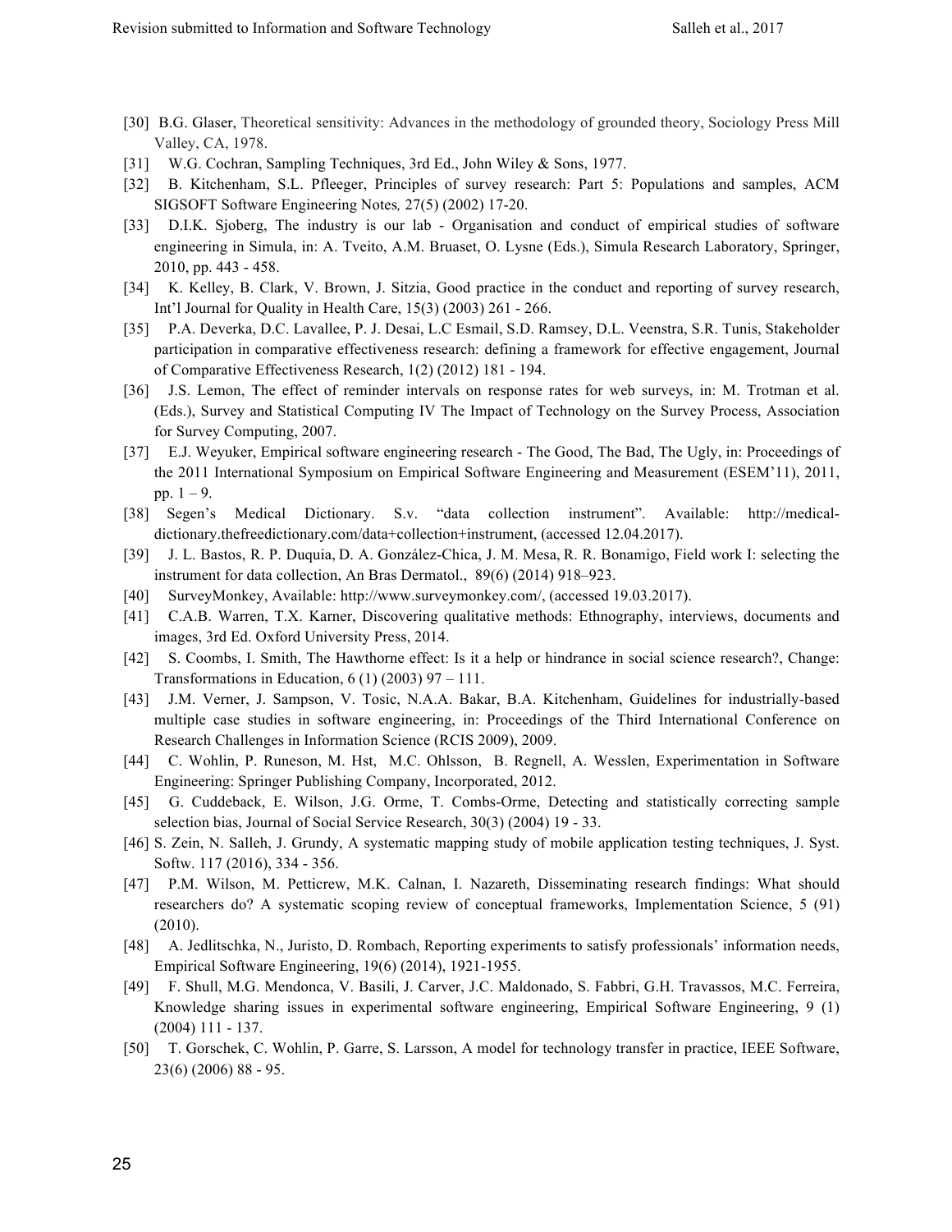[30] B.G. Glaser, Theoretical sensitivity: Advances in the methodology of grounded theory, Sociology Press Mill Valley, CA, 1978.

[31] W.G. Cochran, Sampling Techniques, 3rd Ed., John Wiley & Sons, 1977.

[32] B. Kitchenham, S.L. Pfleeger, Principles of survey research: Part 5: Populations and samples, ACM SIGSOFT Software Engineering Notes, 27(5) (2002) 17-20.

[33] D.I.K. Sjoberg, The industry is our lab - Organisation and conduct of empirical studies of software engineering in Simula, in: A. Tveito, A.M. Bruaset, O. Lysne (Eds.), Simula Research Laboratory, Springer, 2010, pp. 443 - 458.

[34] K. Kelley, B. Clark, V. Brown, J. Sitzia, Good practice in the conduct and reporting of survey research, Int'l Journal for Quality in Health Care, 15(3) (2003) 261 - 266.

[35] P.A. Deverka, D.C. Lavallee, P. J. Desai, L.C Esmail, S.D. Ramsey, D.L. Veenstra, S.R. Tunis, Stakeholder participation in comparative effectiveness research: defining a framework for effective engagement, Journal of Comparative Effectiveness Research, 1(2) (2012) 181 - 194.

[36] J.S. Lemon, The effect of reminder intervals on response rates for web surveys, in: M. Trotman et al. (Eds.), Survey and Statistical Computing IV The Impact of Technology on the Survey Process, Association for Survey Computing, 2007.

[37] E.J. Weyuker, Empirical software engineering research - The Good, The Bad, The Ugly, in: Proceedings of the 2011 International Symposium on Empirical Software Engineering and Measurement (ESEM'11), 2011, pp. 1 – 9.

[38] Segen's Medical Dictionary. S.v. "data collection instrument". Available: http://medical-dictionary.thefreedictionary.com/data+collection+instrument, (accessed 12.04.2017).

[39] J. L. Bastos, R. P. Duquia, D. A. González-Chica, J. M. Mesa, R. R. Bonamigo, Field work I: selecting the instrument for data collection, An Bras Dermatol., 89(6) (2014) 918–923.

[40] SurveyMonkey, Available: http://www.surveymonkey.com/, (accessed 19.03.2017).

[41] C.A.B. Warren, T.X. Karner, Discovering qualitative methods: Ethnography, interviews, documents and images, 3rd Ed. Oxford University Press, 2014.

[42] S. Coombs, I. Smith, The Hawthorne effect: Is it a help or hindrance in social science research?, Change: Transformations in Education, 6 (1) (2003) 97 – 111.

[43] J.M. Verner, J. Sampson, V. Tosic, N.A.A. Bakar, B.A. Kitchenham, Guidelines for industrially-based multiple case studies in software engineering, in: Proceedings of the Third International Conference on Research Challenges in Information Science (RCIS 2009), 2009.

[44] C. Wohlin, P. Runeson, M. Hst, M.C. Ohlsson, B. Regnell, A. Wesslen, Experimentation in Software Engineering: Springer Publishing Company, Incorporated, 2012.

[45] G. Cuddeback, E. Wilson, J.G. Orme, T. Combs-Orme, Detecting and statistically correcting sample selection bias, Journal of Social Service Research, 30(3) (2004) 19 - 33.

[46] S. Zein, N. Salleh, J. Grundy, A systematic mapping study of mobile application testing techniques, J. Syst. Softw. 117 (2016), 334 - 356.

[47] P.M. Wilson, M. Petticrew, M.K. Calnan, I. Nazareth, Disseminating research findings: What should researchers do? A systematic scoping review of conceptual frameworks, Implementation Science, 5 (91) (2010).

[48] A. Jedlitschka, N., Juristo, D. Rombach, Reporting experiments to satisfy professionals' information needs, Empirical Software Engineering, 19(6) (2014), 1921-1955.

[49] F. Shull, M.G. Mendonca, V. Basili, J. Carver, J.C. Maldonado, S. Fabbri, G.H. Travassos, M.C. Ferreira, Knowledge sharing issues in experimental software engineering, Empirical Software Engineering, 9 (1) (2004) 111 - 137.

[50] T. Gorschek, C. Wohlin, P. Garre, S. Larsson, A model for technology transfer in practice, IEEE Software, 23(6) (2006) 88 - 95.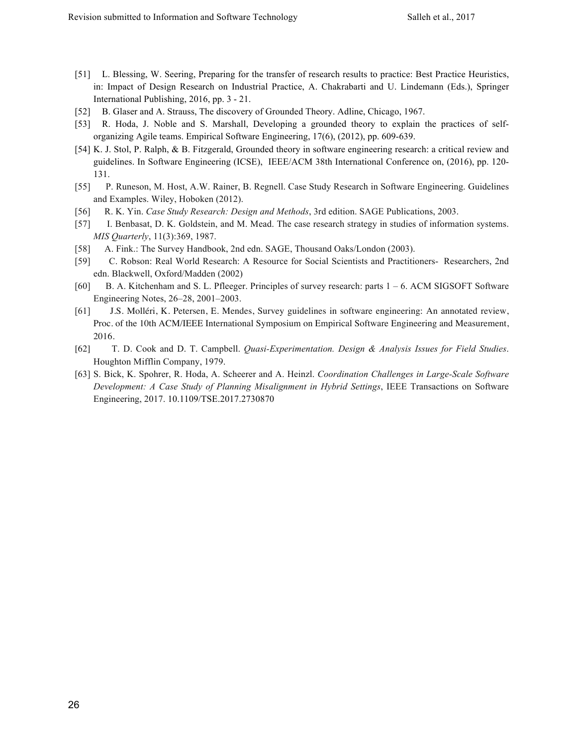[51] L. Blessing, W. Seering, Preparing for the transfer of research results to practice: Best Practice Heuristics, in: Impact of Design Research on Industrial Practice, A. Chakrabarti and U. Lindemann (Eds.), Springer International Publishing, 2016, pp. 3 - 21.

[52] B. Glaser and A. Strauss, The discovery of Grounded Theory. Adline, Chicago, 1967.

[53] R. Hoda, J. Noble and S. Marshall, Developing a grounded theory to explain the practices of self-organizing Agile teams. Empirical Software Engineering, 17(6), (2012), pp. 609-639.

[54] K. J. Stol, P. Ralph, & B. Fitzgerald, Grounded theory in software engineering research: a critical review and guidelines. In Software Engineering (ICSE), IEEE/ACM 38th International Conference on, (2016), pp. 120-131.

[55] P. Runeson, M. Host, A.W. Rainer, B. Regnell. Case Study Research in Software Engineering. Guidelines and Examples. Wiley, Hoboken (2012).

[56] R. K. Yin. *Case Study Research: Design and Methods*, 3rd edition. SAGE Publications, 2003.

[57] I. Benbasat, D. K. Goldstein, and M. Mead. The case research strategy in studies of information systems. *MIS Quarterly*, 11(3):369, 1987.

[58] A. Fink.: The Survey Handbook, 2nd edn. SAGE, Thousand Oaks/London (2003).

[59] C. Robson: Real World Research: A Resource for Social Scientists and Practitioners- Researchers, 2nd edn. Blackwell, Oxford/Madden (2002)

[60] B. A. Kitchenham and S. L. Pfleeger. Principles of survey research: parts 1 – 6. ACM SIGSOFT Software Engineering Notes, 26–28, 2001–2003.

[61] J.S. Molléri, K. Petersen, E. Mendes, Survey guidelines in software engineering: An annotated review, Proc. of the 10th ACM/IEEE International Symposium on Empirical Software Engineering and Measurement, 2016.

[62] T. D. Cook and D. T. Campbell. *Quasi-Experimentation. Design & Analysis Issues for Field Studies*. Houghton Mifflin Company, 1979.

[63] S. Bick, K. Spohrer, R. Hoda, A. Scheerer and A. Heinzl. *Coordination Challenges in Large-Scale Software Development: A Case Study of Planning Misalignment in Hybrid Settings*, IEEE Transactions on Software Engineering, 2017. 10.1109/TSE.2017.2730870